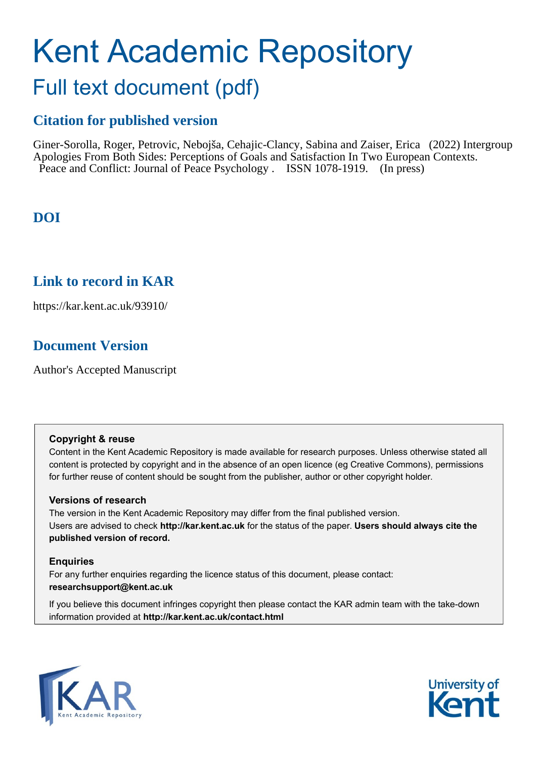# Kent Academic Repository

## Full text document (pdf)

## Citation for published version

Giner-Sorolla, Roger, Petrovic, Nebojša, Cehajic-Clancy, Sabina and Zaiser, Erica (2022) Intergroup Apologies From Both Sides: Perceptions of Goals and Satisfaction In Two European Contexts. Peace and Conflict: Journal of Peace Psychology . ISSN 1078-1919. (In press)

## DOI

## Link to record in KAR

https://kar.kent.ac.uk/93910/

## Document Version

Author's Accepted Manuscript

**Copyright & reuse**

Content in the Kent Academic Repository is made available for research purposes. Unless otherwise stated all content is protected by copyright and in the absence of an open licence (eg Creative Commons), permissions for further reuse of content should be sought from the publisher, author or other copyright holder.

**Versions of research**

The version in the Kent Academic Repository may differ from the final published version.
Users are advised to check **http://kar.kent.ac.uk** for the status of the paper. **Users should always cite the published version of record.**

**Enquiries**

For any further enquiries regarding the licence status of this document, please contact:
**researchsupport@kent.ac.uk**

If you believe this document infringes copyright then please contact the KAR admin team with the take-down information provided at **http://kar.kent.ac.uk/contact.html**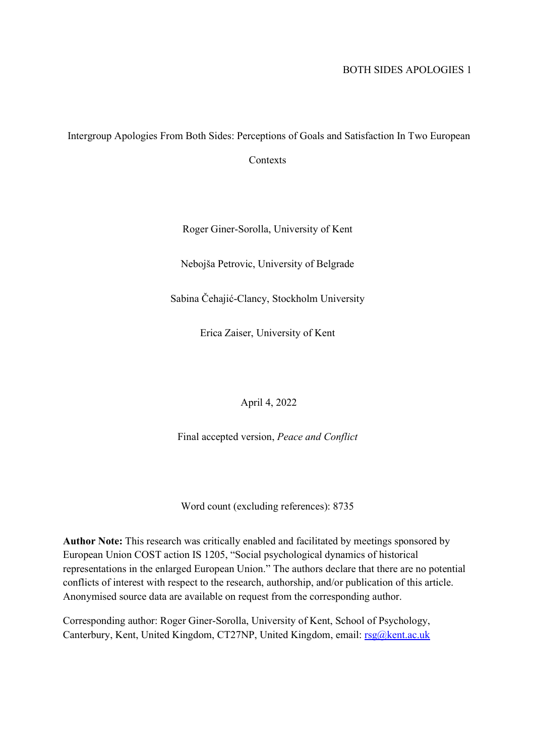# Intergroup Apologies From Both Sides: Perceptions of Goals and Satisfaction In Two European Contexts

Roger Giner-Sorolla, University of Kent

Nebojša Petrovic, University of Belgrade

Sabina Čehajić-Clancy, Stockholm University

Erica Zaiser, University of Kent

April 4, 2022

Final accepted version, *Peace and Conflict*

Word count (excluding references): 8735

**Author Note:** This research was critically enabled and facilitated by meetings sponsored by European Union COST action IS 1205, "Social psychological dynamics of historical representations in the enlarged European Union." The authors declare that there are no potential conflicts of interest with respect to the research, authorship, and/or publication of this article. Anonymised source data are available on request from the corresponding author.

Corresponding author: Roger Giner-Sorolla, University of Kent, School of Psychology, Canterbury, Kent, United Kingdom, CT27NP, United Kingdom, email: rsg@kent.ac.uk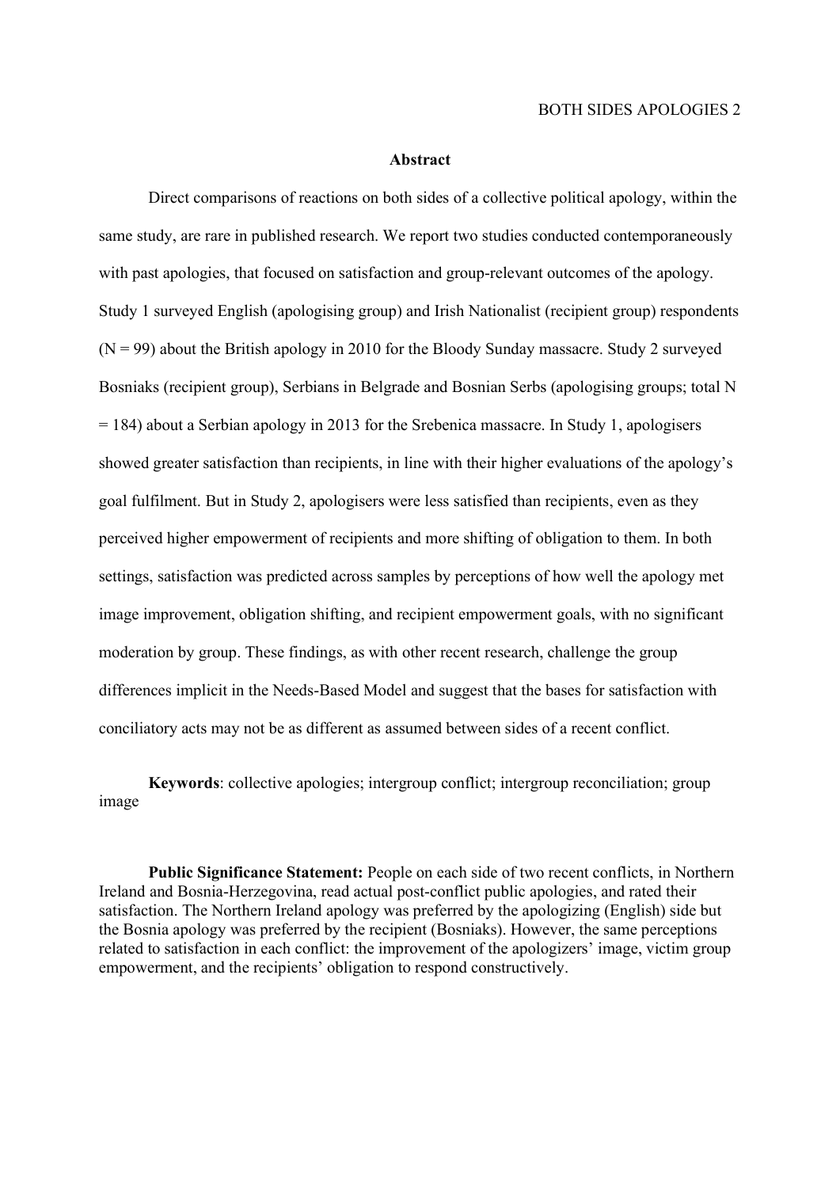## Abstract

Direct comparisons of reactions on both sides of a collective political apology, within the same study, are rare in published research. We report two studies conducted contemporaneously with past apologies, that focused on satisfaction and group-relevant outcomes of the apology. Study 1 surveyed English (apologising group) and Irish Nationalist (recipient group) respondents ($N = 99$) about the British apology in 2010 for the Bloody Sunday massacre. Study 2 surveyed Bosniaks (recipient group), Serbians in Belgrade and Bosnian Serbs (apologising groups; total $N = 184$) about a Serbian apology in 2013 for the Srebenica massacre. In Study 1, apologisers showed greater satisfaction than recipients, in line with their higher evaluations of the apology's goal fulfilment. But in Study 2, apologisers were less satisfied than recipients, even as they perceived higher empowerment of recipients and more shifting of obligation to them. In both settings, satisfaction was predicted across samples by perceptions of how well the apology met image improvement, obligation shifting, and recipient empowerment goals, with no significant moderation by group. These findings, as with other recent research, challenge the group differences implicit in the Needs-Based Model and suggest that the bases for satisfaction with conciliatory acts may not be as different as assumed between sides of a recent conflict.

**Keywords**: collective apologies; intergroup conflict; intergroup reconciliation; group image

**Public Significance Statement:** People on each side of two recent conflicts, in Northern Ireland and Bosnia-Herzegovina, read actual post-conflict public apologies, and rated their satisfaction. The Northern Ireland apology was preferred by the apologizing (English) side but the Bosnia apology was preferred by the recipient (Bosniaks). However, the same perceptions related to satisfaction in each conflict: the improvement of the apologizers' image, victim group empowerment, and the recipients' obligation to respond constructively.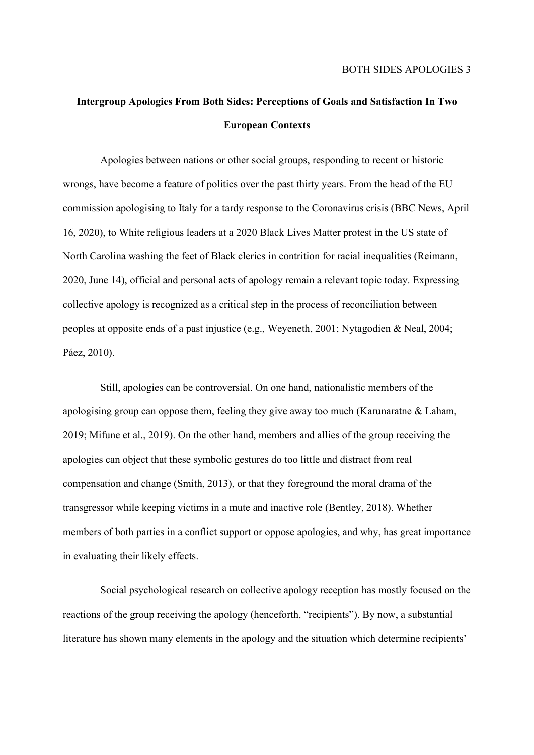# Intergroup Apologies From Both Sides: Perceptions of Goals and Satisfaction In Two European Contexts

Apologies between nations or other social groups, responding to recent or historic wrongs, have become a feature of politics over the past thirty years. From the head of the EU commission apologising to Italy for a tardy response to the Coronavirus crisis (BBC News, April 16, 2020), to White religious leaders at a 2020 Black Lives Matter protest in the US state of North Carolina washing the feet of Black clerics in contrition for racial inequalities (Reimann, 2020, June 14), official and personal acts of apology remain a relevant topic today. Expressing collective apology is recognized as a critical step in the process of reconciliation between peoples at opposite ends of a past injustice (e.g., Weyeneth, 2001; Nytagodien & Neal, 2004; Páez, 2010).

Still, apologies can be controversial. On one hand, nationalistic members of the apologising group can oppose them, feeling they give away too much (Karunaratne & Laham, 2019; Mifune et al., 2019). On the other hand, members and allies of the group receiving the apologies can object that these symbolic gestures do too little and distract from real compensation and change (Smith, 2013), or that they foreground the moral drama of the transgressor while keeping victims in a mute and inactive role (Bentley, 2018). Whether members of both parties in a conflict support or oppose apologies, and why, has great importance in evaluating their likely effects.

Social psychological research on collective apology reception has mostly focused on the reactions of the group receiving the apology (henceforth, "recipients"). By now, a substantial literature has shown many elements in the apology and the situation which determine recipients'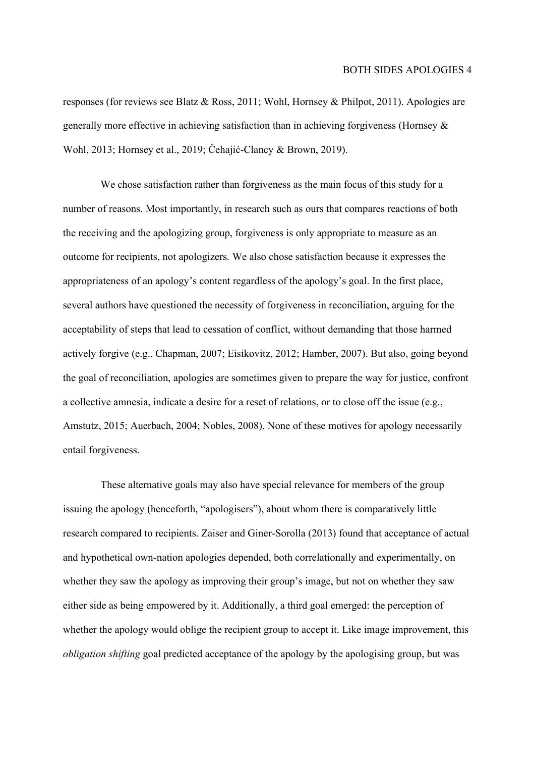responses (for reviews see Blatz & Ross, 2011; Wohl, Hornsey & Philpot, 2011). Apologies are generally more effective in achieving satisfaction than in achieving forgiveness (Hornsey & Wohl, 2013; Hornsey et al., 2019; Čehajić-Clancy & Brown, 2019).

We chose satisfaction rather than forgiveness as the main focus of this study for a number of reasons. Most importantly, in research such as ours that compares reactions of both the receiving and the apologizing group, forgiveness is only appropriate to measure as an outcome for recipients, not apologizers. We also chose satisfaction because it expresses the appropriateness of an apology's content regardless of the apology's goal. In the first place, several authors have questioned the necessity of forgiveness in reconciliation, arguing for the acceptability of steps that lead to cessation of conflict, without demanding that those harmed actively forgive (e.g., Chapman, 2007; Eisikovitz, 2012; Hamber, 2007). But also, going beyond the goal of reconciliation, apologies are sometimes given to prepare the way for justice, confront a collective amnesia, indicate a desire for a reset of relations, or to close off the issue (e.g., Amstutz, 2015; Auerbach, 2004; Nobles, 2008). None of these motives for apology necessarily entail forgiveness.

These alternative goals may also have special relevance for members of the group issuing the apology (henceforth, "apologisers"), about whom there is comparatively little research compared to recipients. Zaiser and Giner-Sorolla (2013) found that acceptance of actual and hypothetical own-nation apologies depended, both correlationally and experimentally, on whether they saw the apology as improving their group's image, but not on whether they saw either side as being empowered by it. Additionally, a third goal emerged: the perception of whether the apology would oblige the recipient group to accept it. Like image improvement, this *obligation shifting* goal predicted acceptance of the apology by the apologising group, but was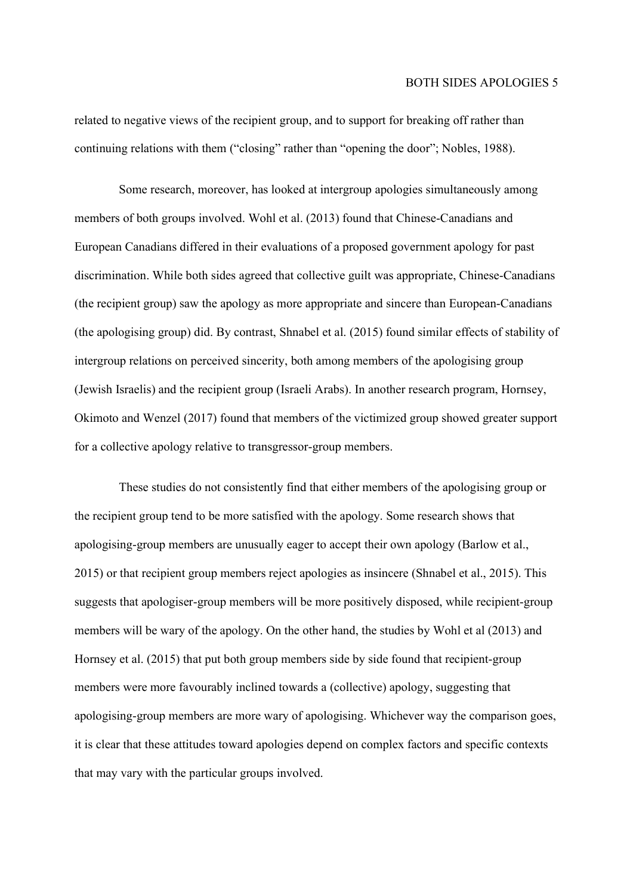related to negative views of the recipient group, and to support for breaking off rather than continuing relations with them ("closing" rather than "opening the door"; Nobles, 1988).

Some research, moreover, has looked at intergroup apologies simultaneously among members of both groups involved. Wohl et al. (2013) found that Chinese-Canadians and European Canadians differed in their evaluations of a proposed government apology for past discrimination. While both sides agreed that collective guilt was appropriate, Chinese-Canadians (the recipient group) saw the apology as more appropriate and sincere than European-Canadians (the apologising group) did. By contrast, Shnabel et al. (2015) found similar effects of stability of intergroup relations on perceived sincerity, both among members of the apologising group (Jewish Israelis) and the recipient group (Israeli Arabs). In another research program, Hornsey, Okimoto and Wenzel (2017) found that members of the victimized group showed greater support for a collective apology relative to transgressor-group members.

These studies do not consistently find that either members of the apologising group or the recipient group tend to be more satisfied with the apology. Some research shows that apologising-group members are unusually eager to accept their own apology (Barlow et al., 2015) or that recipient group members reject apologies as insincere (Shnabel et al., 2015). This suggests that apologiser-group members will be more positively disposed, while recipient-group members will be wary of the apology. On the other hand, the studies by Wohl et al (2013) and Hornsey et al. (2015) that put both group members side by side found that recipient-group members were more favourably inclined towards a (collective) apology, suggesting that apologising-group members are more wary of apologising. Whichever way the comparison goes, it is clear that these attitudes toward apologies depend on complex factors and specific contexts that may vary with the particular groups involved.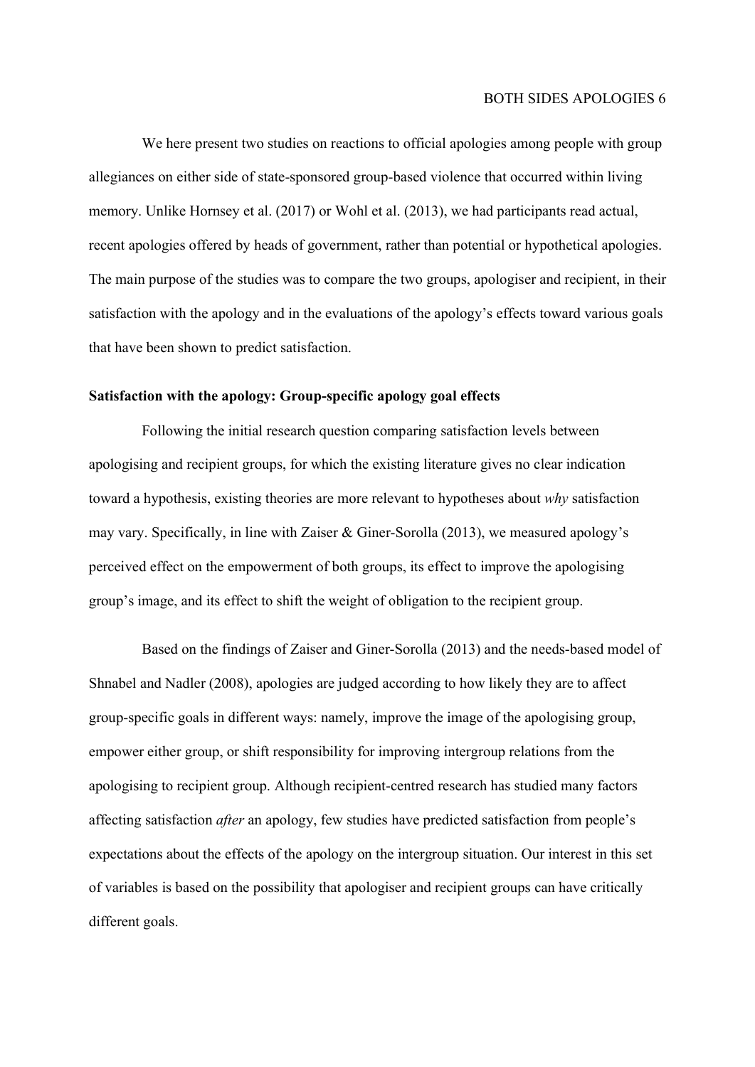We here present two studies on reactions to official apologies among people with group allegiances on either side of state-sponsored group-based violence that occurred within living memory. Unlike Hornsey et al. (2017) or Wohl et al. (2013), we had participants read actual, recent apologies offered by heads of government, rather than potential or hypothetical apologies. The main purpose of the studies was to compare the two groups, apologiser and recipient, in their satisfaction with the apology and in the evaluations of the apology's effects toward various goals that have been shown to predict satisfaction.

**Satisfaction with the apology: Group-specific apology goal effects**

Following the initial research question comparing satisfaction levels between apologising and recipient groups, for which the existing literature gives no clear indication toward a hypothesis, existing theories are more relevant to hypotheses about *why* satisfaction may vary. Specifically, in line with Zaiser & Giner-Sorolla (2013), we measured apology's perceived effect on the empowerment of both groups, its effect to improve the apologising group's image, and its effect to shift the weight of obligation to the recipient group.

Based on the findings of Zaiser and Giner-Sorolla (2013) and the needs-based model of Shnabel and Nadler (2008), apologies are judged according to how likely they are to affect group-specific goals in different ways: namely, improve the image of the apologising group, empower either group, or shift responsibility for improving intergroup relations from the apologising to recipient group. Although recipient-centred research has studied many factors affecting satisfaction *after* an apology, few studies have predicted satisfaction from people's expectations about the effects of the apology on the intergroup situation. Our interest in this set of variables is based on the possibility that apologiser and recipient groups can have critically different goals.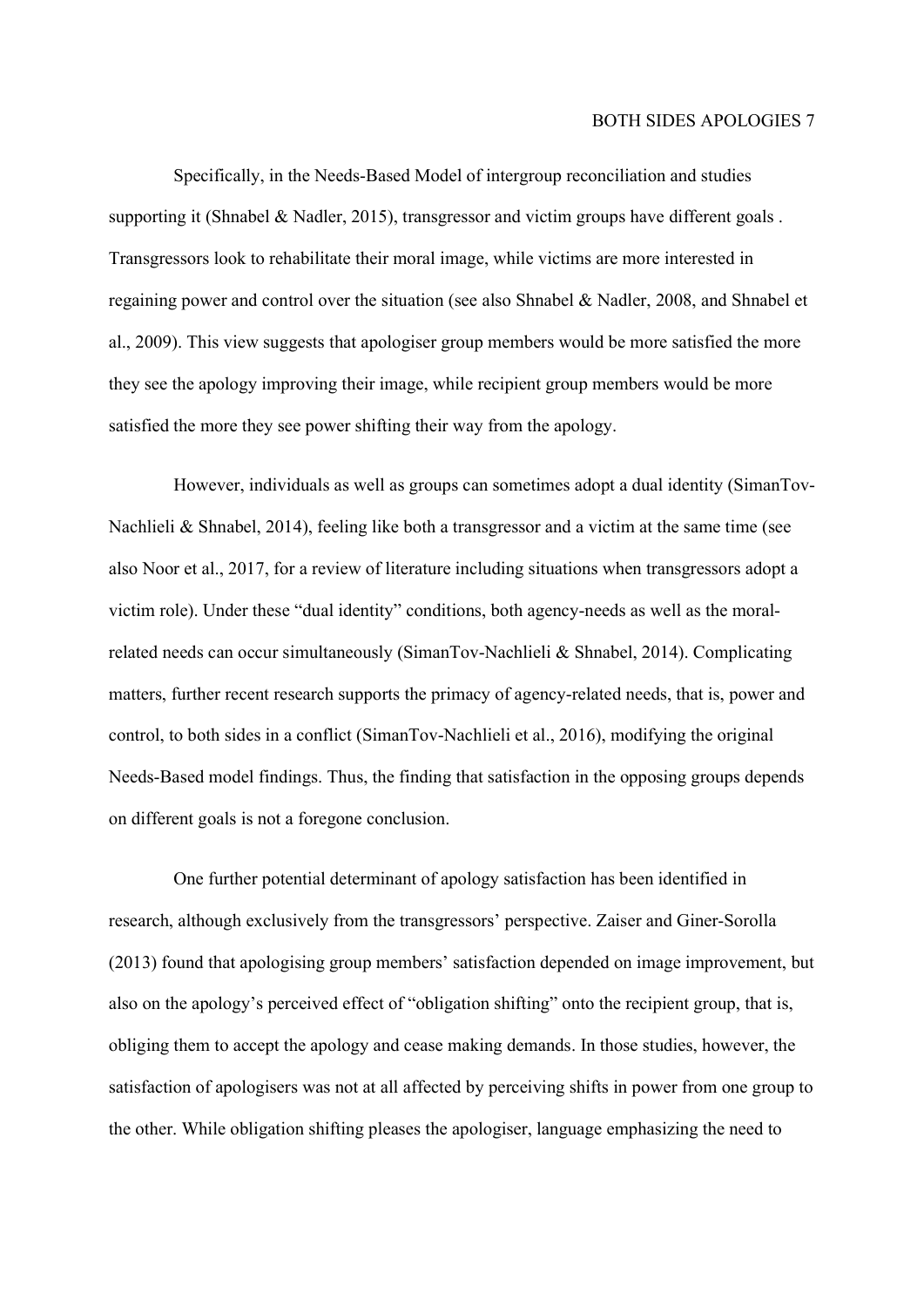Specifically, in the Needs-Based Model of intergroup reconciliation and studies supporting it (Shnabel & Nadler, 2015), transgressor and victim groups have different goals . Transgressors look to rehabilitate their moral image, while victims are more interested in regaining power and control over the situation (see also Shnabel & Nadler, 2008, and Shnabel et al., 2009). This view suggests that apologiser group members would be more satisfied the more they see the apology improving their image, while recipient group members would be more satisfied the more they see power shifting their way from the apology.

However, individuals as well as groups can sometimes adopt a dual identity (SimanTov-Nachlieli & Shnabel, 2014), feeling like both a transgressor and a victim at the same time (see also Noor et al., 2017, for a review of literature including situations when transgressors adopt a victim role). Under these "dual identity" conditions, both agency-needs as well as the moral-related needs can occur simultaneously (SimanTov-Nachlieli & Shnabel, 2014). Complicating matters, further recent research supports the primacy of agency-related needs, that is, power and control, to both sides in a conflict (SimanTov-Nachlieli et al., 2016), modifying the original Needs-Based model findings. Thus, the finding that satisfaction in the opposing groups depends on different goals is not a foregone conclusion.

One further potential determinant of apology satisfaction has been identified in research, although exclusively from the transgressors' perspective. Zaiser and Giner-Sorolla (2013) found that apologising group members' satisfaction depended on image improvement, but also on the apology's perceived effect of "obligation shifting" onto the recipient group, that is, obliging them to accept the apology and cease making demands. In those studies, however, the satisfaction of apologisers was not at all affected by perceiving shifts in power from one group to the other. While obligation shifting pleases the apologiser, language emphasizing the need to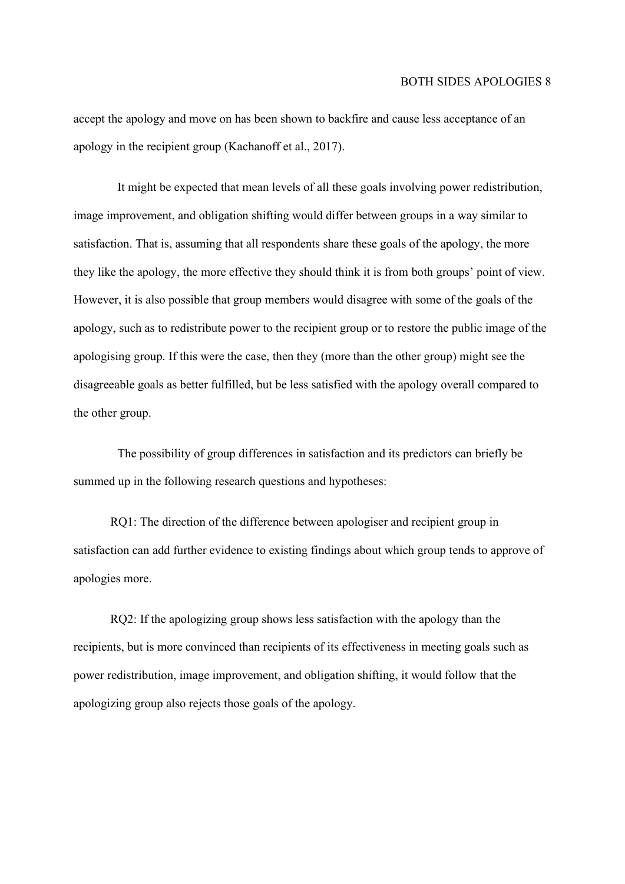accept the apology and move on has been shown to backfire and cause less acceptance of an apology in the recipient group (Kachanoff et al., 2017).

It might be expected that mean levels of all these goals involving power redistribution, image improvement, and obligation shifting would differ between groups in a way similar to satisfaction. That is, assuming that all respondents share these goals of the apology, the more they like the apology, the more effective they should think it is from both groups' point of view. However, it is also possible that group members would disagree with some of the goals of the apology, such as to redistribute power to the recipient group or to restore the public image of the apologising group. If this were the case, then they (more than the other group) might see the disagreeable goals as better fulfilled, but be less satisfied with the apology overall compared to the other group.

The possibility of group differences in satisfaction and its predictors can briefly be summed up in the following research questions and hypotheses:

RQ1: The direction of the difference between apologiser and recipient group in satisfaction can add further evidence to existing findings about which group tends to approve of apologies more.

RQ2: If the apologizing group shows less satisfaction with the apology than the recipients, but is more convinced than recipients of its effectiveness in meeting goals such as power redistribution, image improvement, and obligation shifting, it would follow that the apologizing group also rejects those goals of the apology.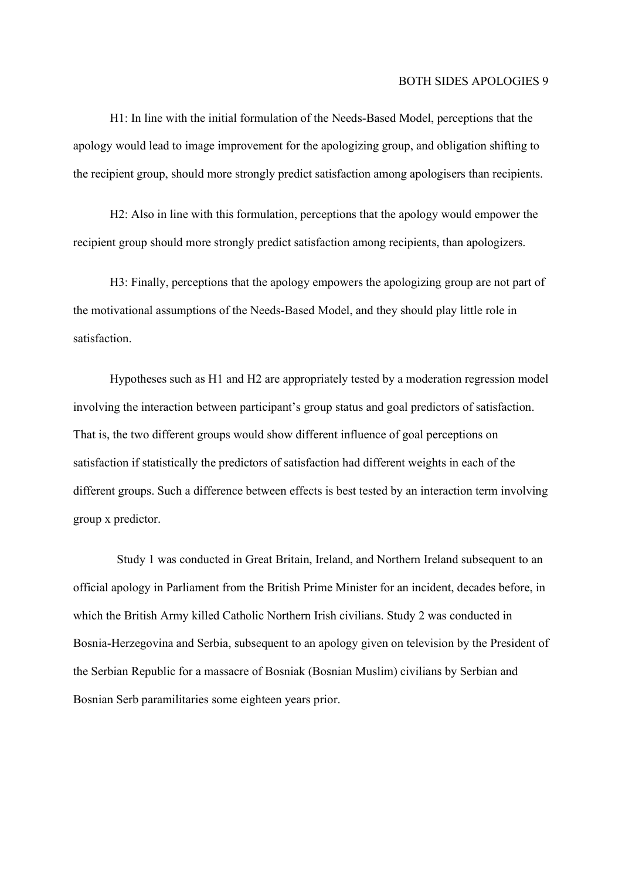H1: In line with the initial formulation of the Needs-Based Model, perceptions that the apology would lead to image improvement for the apologizing group, and obligation shifting to the recipient group, should more strongly predict satisfaction among apologisers than recipients.

H2: Also in line with this formulation, perceptions that the apology would empower the recipient group should more strongly predict satisfaction among recipients, than apologizers.

H3: Finally, perceptions that the apology empowers the apologizing group are not part of the motivational assumptions of the Needs-Based Model, and they should play little role in satisfaction.

Hypotheses such as H1 and H2 are appropriately tested by a moderation regression model involving the interaction between participant's group status and goal predictors of satisfaction. That is, the two different groups would show different influence of goal perceptions on satisfaction if statistically the predictors of satisfaction had different weights in each of the different groups. Such a difference between effects is best tested by an interaction term involving group x predictor.

Study 1 was conducted in Great Britain, Ireland, and Northern Ireland subsequent to an official apology in Parliament from the British Prime Minister for an incident, decades before, in which the British Army killed Catholic Northern Irish civilians. Study 2 was conducted in Bosnia-Herzegovina and Serbia, subsequent to an apology given on television by the President of the Serbian Republic for a massacre of Bosniak (Bosnian Muslim) civilians by Serbian and Bosnian Serb paramilitaries some eighteen years prior.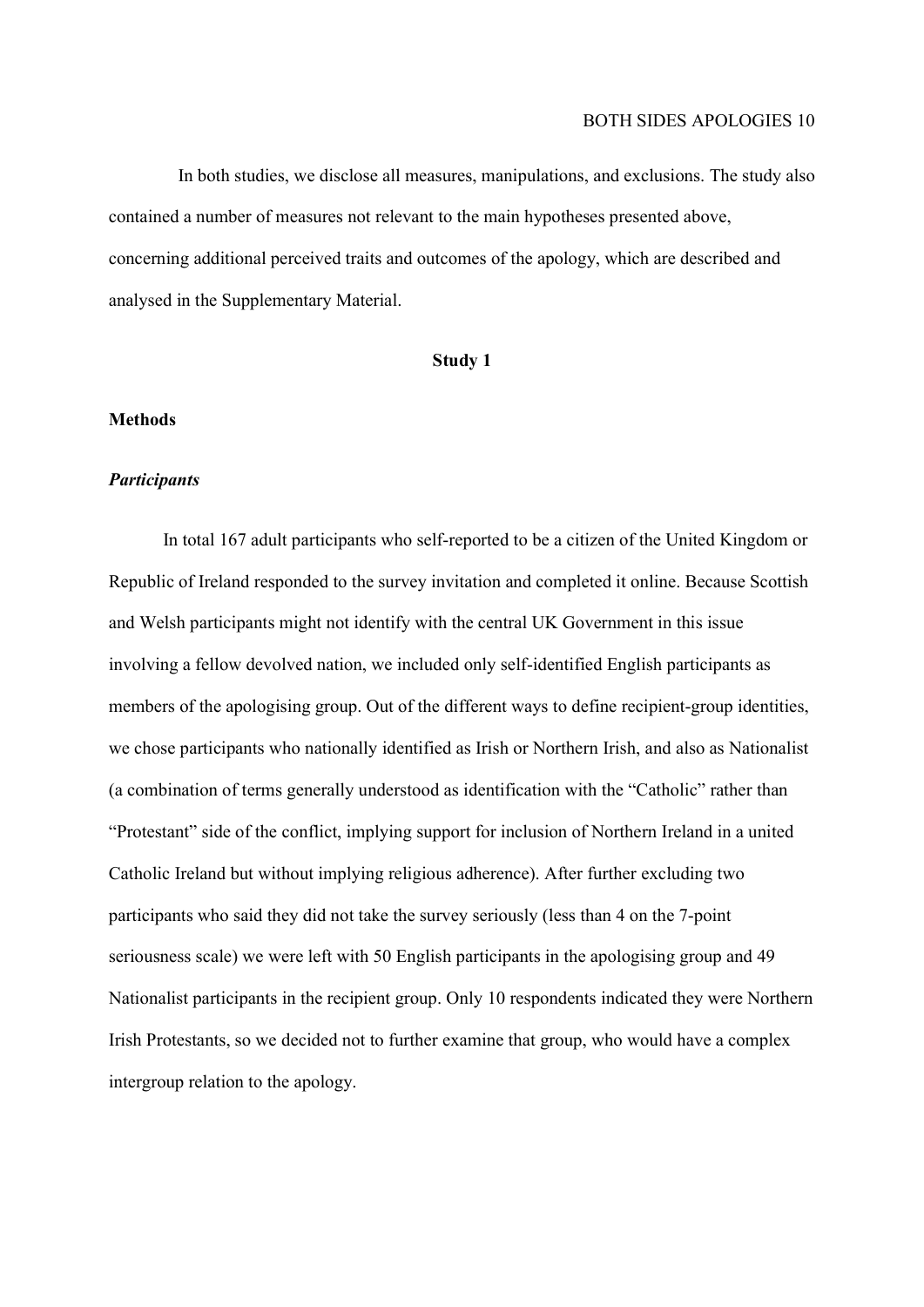In both studies, we disclose all measures, manipulations, and exclusions. The study also contained a number of measures not relevant to the main hypotheses presented above, concerning additional perceived traits and outcomes of the apology, which are described and analysed in the Supplementary Material.

## Study 1

### Methods

#### *Participants*

In total 167 adult participants who self-reported to be a citizen of the United Kingdom or Republic of Ireland responded to the survey invitation and completed it online. Because Scottish and Welsh participants might not identify with the central UK Government in this issue involving a fellow devolved nation, we included only self-identified English participants as members of the apologising group. Out of the different ways to define recipient-group identities, we chose participants who nationally identified as Irish or Northern Irish, and also as Nationalist (a combination of terms generally understood as identification with the "Catholic" rather than "Protestant" side of the conflict, implying support for inclusion of Northern Ireland in a united Catholic Ireland but without implying religious adherence). After further excluding two participants who said they did not take the survey seriously (less than 4 on the 7-point seriousness scale) we were left with 50 English participants in the apologising group and 49 Nationalist participants in the recipient group. Only 10 respondents indicated they were Northern Irish Protestants, so we decided not to further examine that group, who would have a complex intergroup relation to the apology.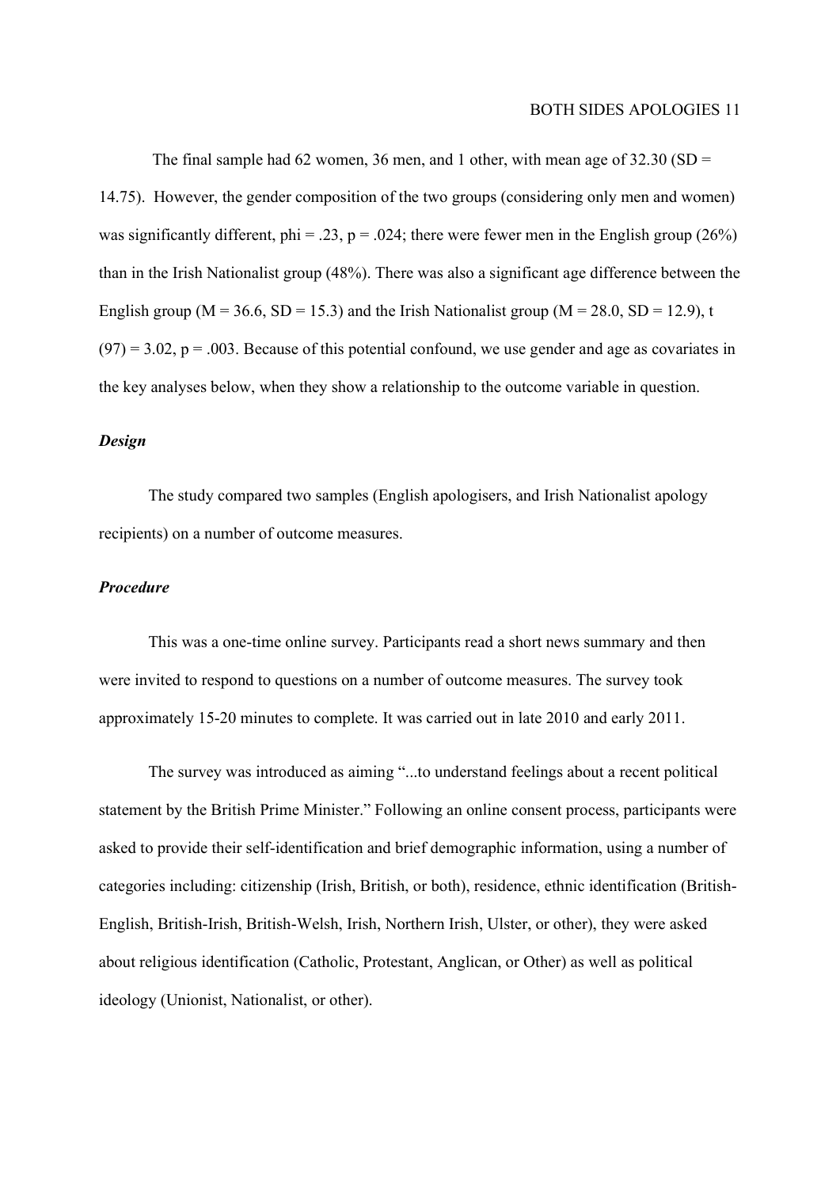The final sample had 62 women, 36 men, and 1 other, with mean age of 32.30 ($SD$ = 14.75). However, the gender composition of the two groups (considering only men and women) was significantly different, phi = .23, $p$ = .024; there were fewer men in the English group (26%) than in the Irish Nationalist group (48%). There was also a significant age difference between the English group ($M$ = 36.6, $SD$ = 15.3) and the Irish Nationalist group ($M$ = 28.0, $SD$ = 12.9), $t(97)$ = 3.02, $p$ = .003. Because of this potential confound, we use gender and age as covariates in the key analyses below, when they show a relationship to the outcome variable in question.

### *Design*

The study compared two samples (English apologisers, and Irish Nationalist apology recipients) on a number of outcome measures.

### *Procedure*

This was a one-time online survey. Participants read a short news summary and then were invited to respond to questions on a number of outcome measures. The survey took approximately 15-20 minutes to complete. It was carried out in late 2010 and early 2011.

The survey was introduced as aiming "...to understand feelings about a recent political statement by the British Prime Minister." Following an online consent process, participants were asked to provide their self-identification and brief demographic information, using a number of categories including: citizenship (Irish, British, or both), residence, ethnic identification (British-English, British-Irish, British-Welsh, Irish, Northern Irish, Ulster, or other), they were asked about religious identification (Catholic, Protestant, Anglican, or Other) as well as political ideology (Unionist, Nationalist, or other).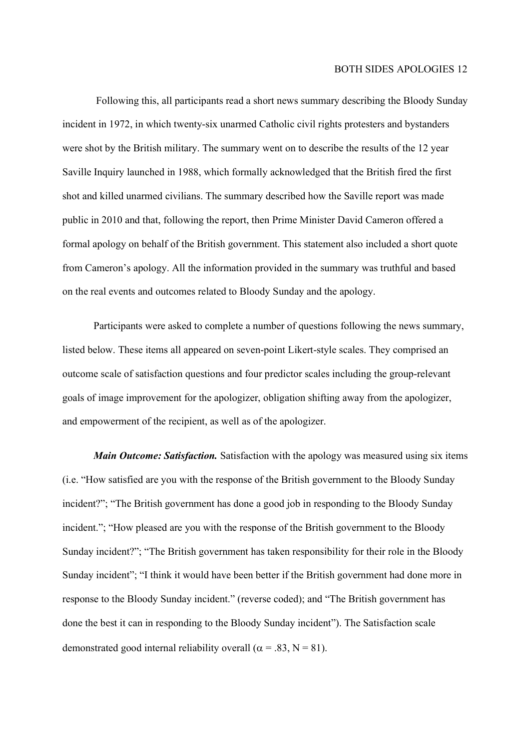Following this, all participants read a short news summary describing the Bloody Sunday incident in 1972, in which twenty-six unarmed Catholic civil rights protesters and bystanders were shot by the British military. The summary went on to describe the results of the 12 year Saville Inquiry launched in 1988, which formally acknowledged that the British fired the first shot and killed unarmed civilians. The summary described how the Saville report was made public in 2010 and that, following the report, then Prime Minister David Cameron offered a formal apology on behalf of the British government. This statement also included a short quote from Cameron's apology. All the information provided in the summary was truthful and based on the real events and outcomes related to Bloody Sunday and the apology.

Participants were asked to complete a number of questions following the news summary, listed below. These items all appeared on seven-point Likert-style scales. They comprised an outcome scale of satisfaction questions and four predictor scales including the group-relevant goals of image improvement for the apologizer, obligation shifting away from the apologizer, and empowerment of the recipient, as well as of the apologizer.

***Main Outcome: Satisfaction.*** Satisfaction with the apology was measured using six items (i.e. "How satisfied are you with the response of the British government to the Bloody Sunday incident?"; "The British government has done a good job in responding to the Bloody Sunday incident."; "How pleased are you with the response of the British government to the Bloody Sunday incident?"; "The British government has taken responsibility for their role in the Bloody Sunday incident"; "I think it would have been better if the British government had done more in response to the Bloody Sunday incident." (reverse coded); and "The British government has done the best it can in responding to the Bloody Sunday incident"). The Satisfaction scale demonstrated good internal reliability overall ($\alpha = .83$, $N = 81$).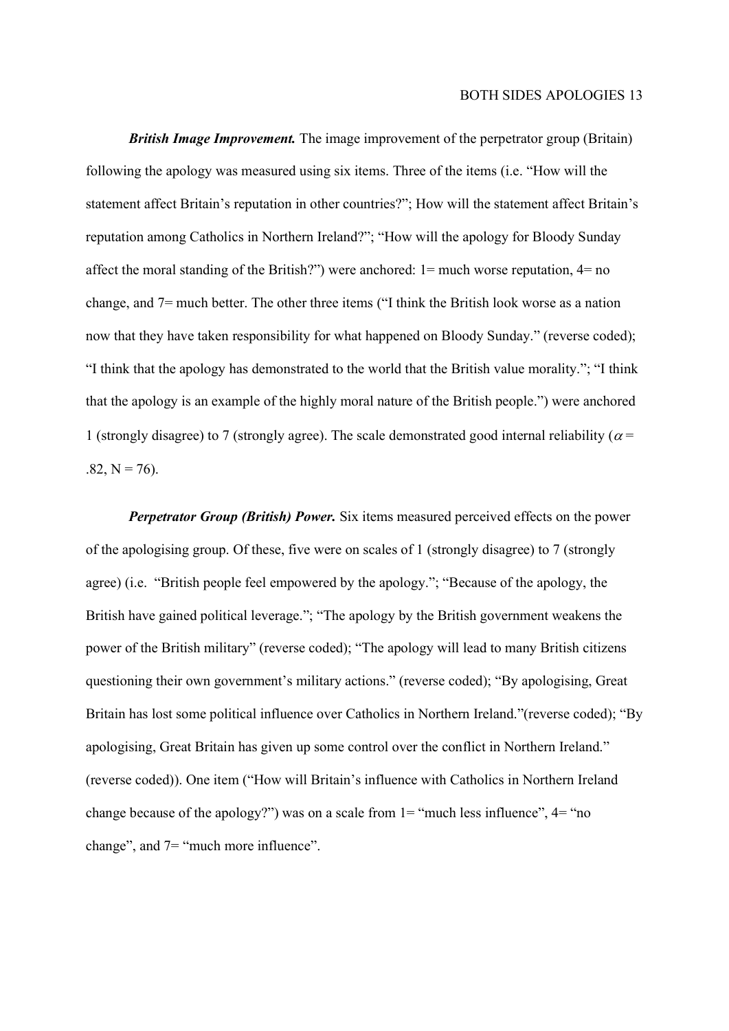***British Image Improvement.*** The image improvement of the perpetrator group (Britain) following the apology was measured using six items. Three of the items (i.e. "How will the statement affect Britain's reputation in other countries?"; How will the statement affect Britain's reputation among Catholics in Northern Ireland?"; "How will the apology for Bloody Sunday affect the moral standing of the British?") were anchored: 1= much worse reputation, 4= no change, and 7= much better. The other three items ("I think the British look worse as a nation now that they have taken responsibility for what happened on Bloody Sunday." (reverse coded); "I think that the apology has demonstrated to the world that the British value morality."; "I think that the apology is an example of the highly moral nature of the British people.") were anchored 1 (strongly disagree) to 7 (strongly agree). The scale demonstrated good internal reliability ($\alpha$ = .82, N = 76).

***Perpetrator Group (British) Power.*** Six items measured perceived effects on the power of the apologising group. Of these, five were on scales of 1 (strongly disagree) to 7 (strongly agree) (i.e. "British people feel empowered by the apology."; "Because of the apology, the British have gained political leverage."; "The apology by the British government weakens the power of the British military" (reverse coded); "The apology will lead to many British citizens questioning their own government's military actions." (reverse coded); "By apologising, Great Britain has lost some political influence over Catholics in Northern Ireland."(reverse coded); "By apologising, Great Britain has given up some control over the conflict in Northern Ireland." (reverse coded)). One item ("How will Britain's influence with Catholics in Northern Ireland change because of the apology?") was on a scale from 1= "much less influence", 4= "no change", and 7= "much more influence".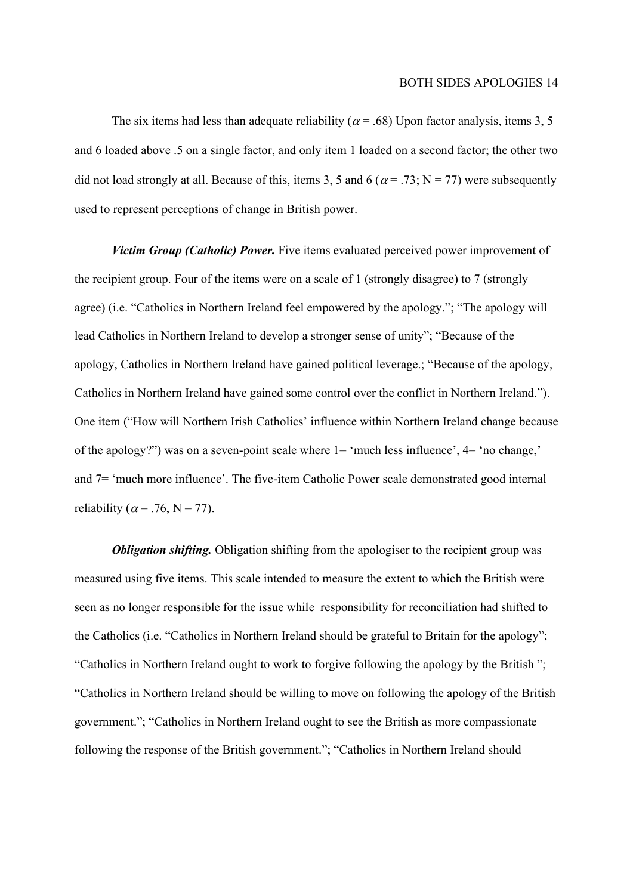The six items had less than adequate reliability ($\alpha = .68$) Upon factor analysis, items 3, 5 and 6 loaded above .5 on a single factor, and only item 1 loaded on a second factor; the other two did not load strongly at all. Because of this, items 3, 5 and 6 ($\alpha = .73$; N = 77) were subsequently used to represent perceptions of change in British power.

***Victim Group (Catholic) Power.*** Five items evaluated perceived power improvement of the recipient group. Four of the items were on a scale of 1 (strongly disagree) to 7 (strongly agree) (i.e. "Catholics in Northern Ireland feel empowered by the apology."; "The apology will lead Catholics in Northern Ireland to develop a stronger sense of unity"; "Because of the apology, Catholics in Northern Ireland have gained political leverage.; "Because of the apology, Catholics in Northern Ireland have gained some control over the conflict in Northern Ireland."). One item ("How will Northern Irish Catholics' influence within Northern Ireland change because of the apology?") was on a seven-point scale where 1= 'much less influence', 4= 'no change,' and 7= 'much more influence'. The five-item Catholic Power scale demonstrated good internal reliability ($\alpha = .76$, N = 77).

***Obligation shifting.*** Obligation shifting from the apologiser to the recipient group was measured using five items. This scale intended to measure the extent to which the British were seen as no longer responsible for the issue while responsibility for reconciliation had shifted to the Catholics (i.e. "Catholics in Northern Ireland should be grateful to Britain for the apology"; "Catholics in Northern Ireland ought to work to forgive following the apology by the British "; "Catholics in Northern Ireland should be willing to move on following the apology of the British government."; "Catholics in Northern Ireland ought to see the British as more compassionate following the response of the British government."; "Catholics in Northern Ireland should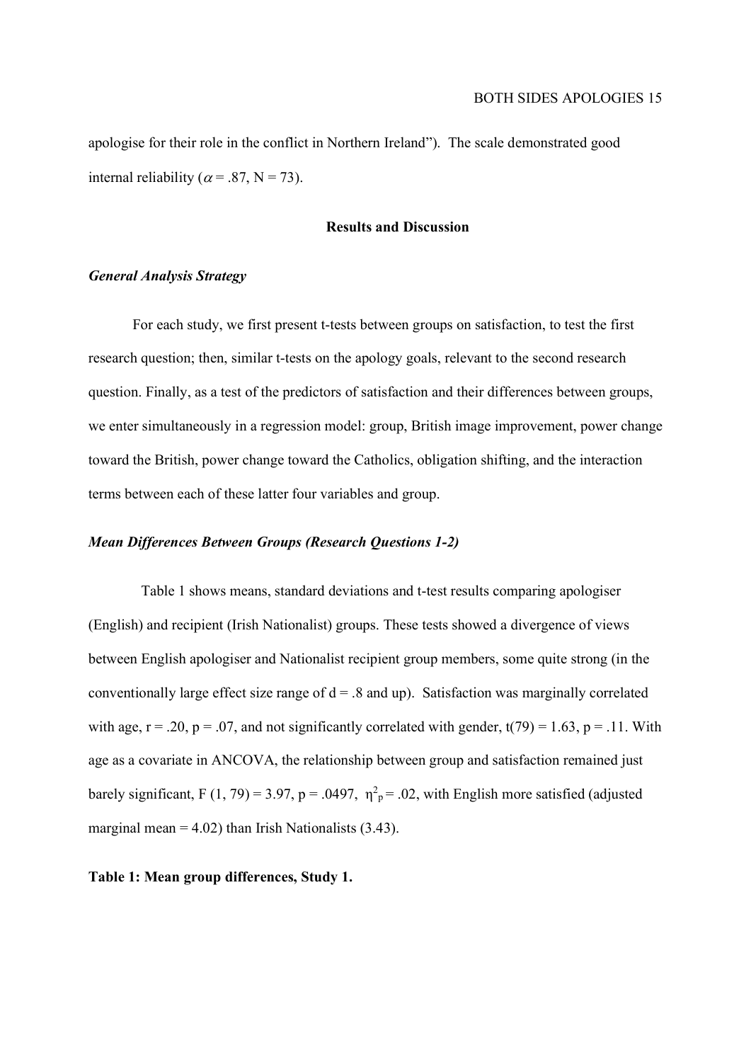apologise for their role in the conflict in Northern Ireland"). The scale demonstrated good internal reliability ($\alpha = .87$, N = 73).

## Results and Discussion

### *General Analysis Strategy*

For each study, we first present t-tests between groups on satisfaction, to test the first research question; then, similar t-tests on the apology goals, relevant to the second research question. Finally, as a test of the predictors of satisfaction and their differences between groups, we enter simultaneously in a regression model: group, British image improvement, power change toward the British, power change toward the Catholics, obligation shifting, and the interaction terms between each of these latter four variables and group.

### *Mean Differences Between Groups (Research Questions 1-2)*

Table 1 shows means, standard deviations and t-test results comparing apologiser (English) and recipient (Irish Nationalist) groups. These tests showed a divergence of views between English apologiser and Nationalist recipient group members, some quite strong (in the conventionally large effect size range of $d = .8$ and up). Satisfaction was marginally correlated with age, $r = .20$, $p = .07$, and not significantly correlated with gender, $t(79) = 1.63$, $p = .11$. With age as a covariate in ANCOVA, the relationship between group and satisfaction remained just barely significant, $F(1, 79) = 3.97$, $p = .0497$, $\eta^2_p = .02$, with English more satisfied (adjusted marginal mean = 4.02) than Irish Nationalists (3.43).

**Table 1: Mean group differences, Study 1.**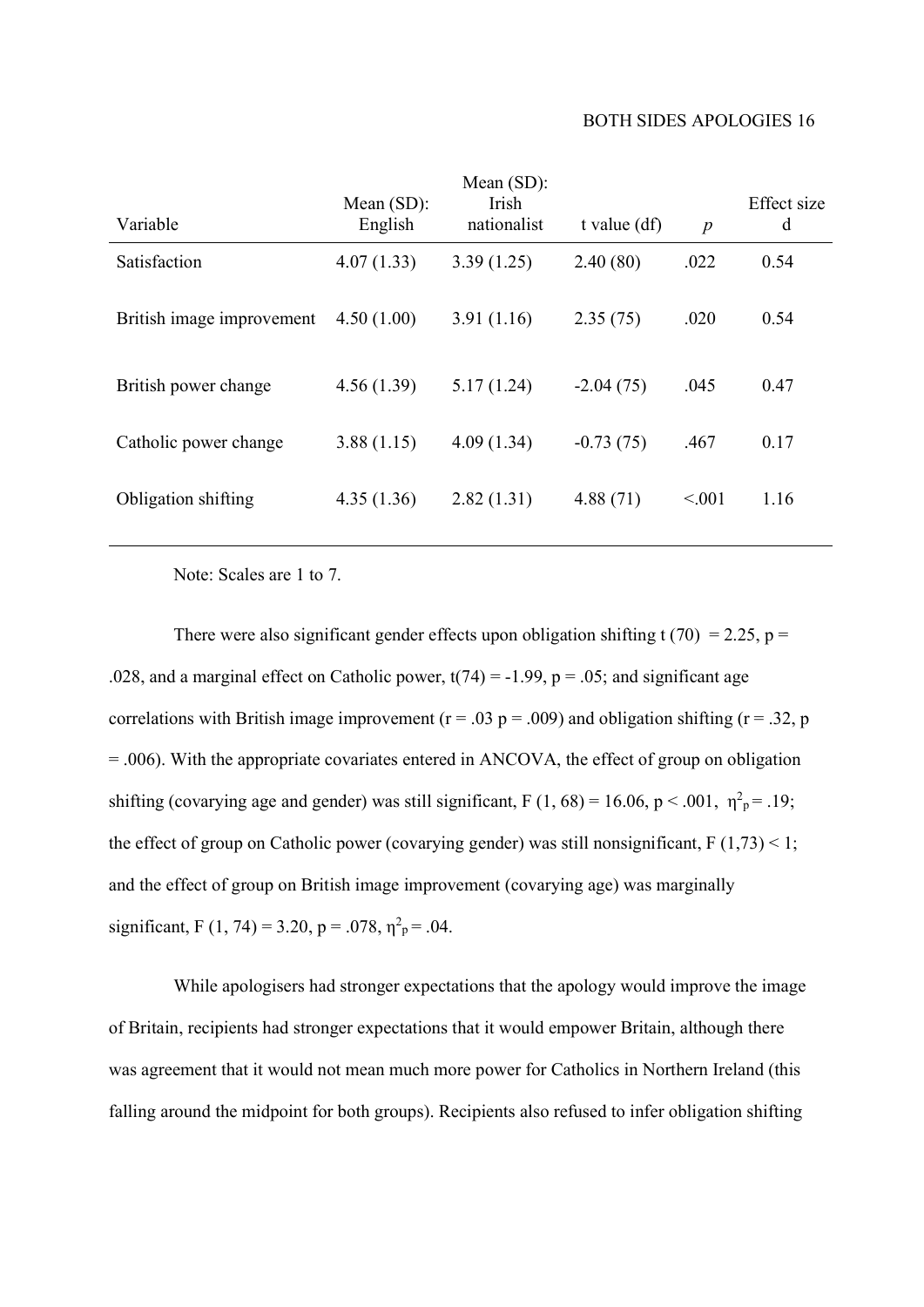| Variable | Mean (SD): English | Mean (SD): Irish nationalist | t value (df) | *p* | Effect size d |
|---|---|---|---|---|---|
| Satisfaction | 4.07 (1.33) | 3.39 (1.25) | 2.40 (80) | .022 | 0.54 |
| British image improvement | 4.50 (1.00) | 3.91 (1.16) | 2.35 (75) | .020 | 0.54 |
| British power change | 4.56 (1.39) | 5.17 (1.24) | -2.04 (75) | .045 | 0.47 |
| Catholic power change | 3.88 (1.15) | 4.09 (1.34) | -0.73 (75) | .467 | 0.17 |
| Obligation shifting | 4.35 (1.36) | 2.82 (1.31) | 4.88 (71) | <.001 | 1.16 |

Note: Scales are 1 to 7.

There were also significant gender effects upon obligation shifting $t(70) = 2.25$, $p = .028$, and a marginal effect on Catholic power, $t(74) = -1.99$, $p = .05$; and significant age correlations with British image improvement ($r = .03$ $p = .009$) and obligation shifting ($r = .32$, $p = .006$). With the appropriate covariates entered in ANCOVA, the effect of group on obligation shifting (covarying age and gender) was still significant, $F(1, 68) = 16.06$, $p < .001$, $\eta^2_p = .19$; the effect of group on Catholic power (covarying gender) was still nonsignificant, $F(1,73) < 1$; and the effect of group on British image improvement (covarying age) was marginally significant, $F(1, 74) = 3.20$, $p = .078$, $\eta^2_p = .04$.

While apologisers had stronger expectations that the apology would improve the image of Britain, recipients had stronger expectations that it would empower Britain, although there was agreement that it would not mean much more power for Catholics in Northern Ireland (this falling around the midpoint for both groups). Recipients also refused to infer obligation shifting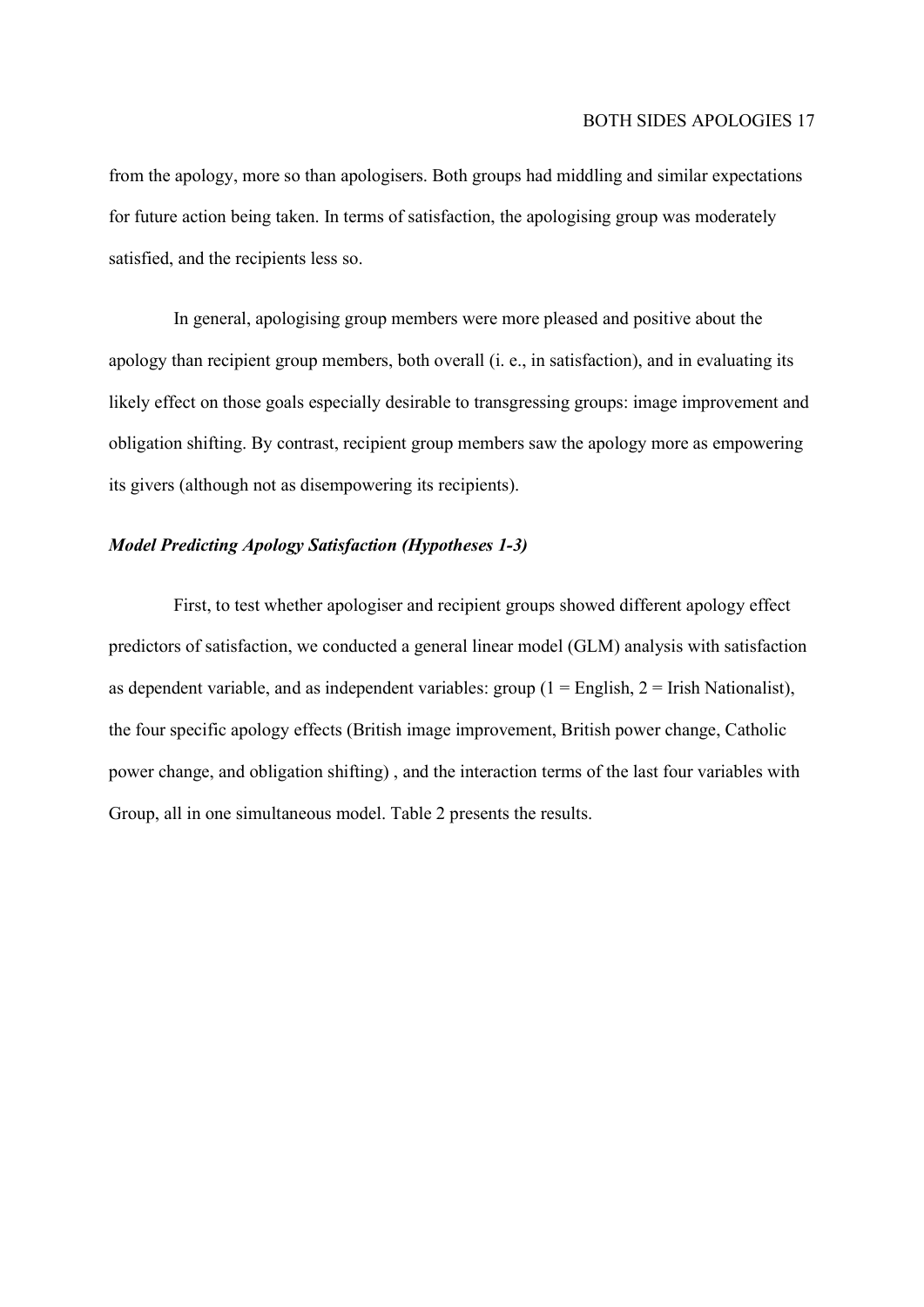from the apology, more so than apologisers. Both groups had middling and similar expectations for future action being taken. In terms of satisfaction, the apologising group was moderately satisfied, and the recipients less so.

In general, apologising group members were more pleased and positive about the apology than recipient group members, both overall (i. e., in satisfaction), and in evaluating its likely effect on those goals especially desirable to transgressing groups: image improvement and obligation shifting. By contrast, recipient group members saw the apology more as empowering its givers (although not as disempowering its recipients).

### ***Model Predicting Apology Satisfaction (Hypotheses 1-3)***

First, to test whether apologiser and recipient groups showed different apology effect predictors of satisfaction, we conducted a general linear model (GLM) analysis with satisfaction as dependent variable, and as independent variables: group (1 = English, 2 = Irish Nationalist), the four specific apology effects (British image improvement, British power change, Catholic power change, and obligation shifting) , and the interaction terms of the last four variables with Group, all in one simultaneous model. Table 2 presents the results.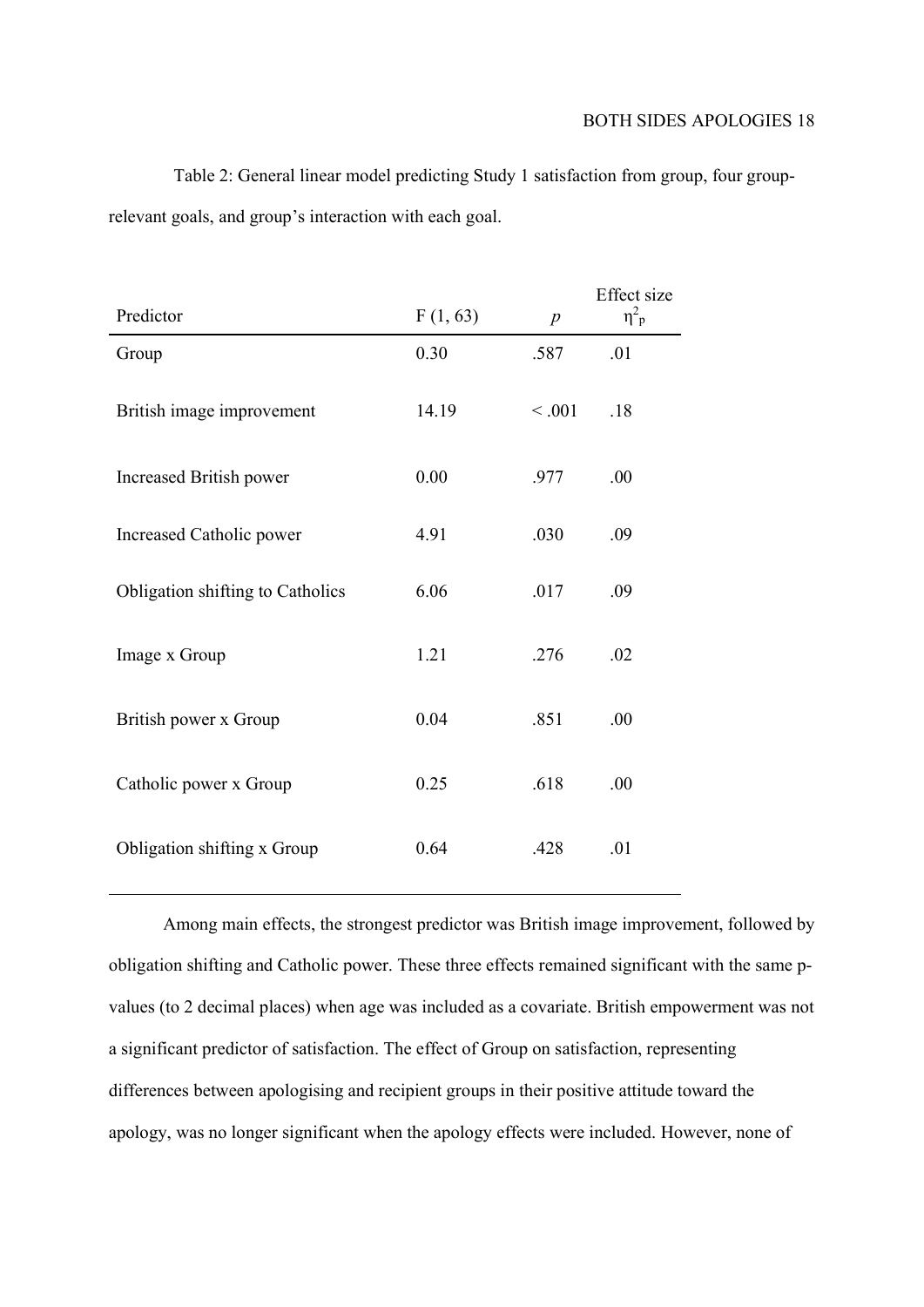Table 2: General linear model predicting Study 1 satisfaction from group, four group-relevant goals, and group's interaction with each goal.

| Predictor | F (1, 63) | $p$ | Effect size $\eta^2_p$ |
|---|---|---|---|
| Group | 0.30 | .587 | .01 |
| British image improvement | 14.19 | < .001 | .18 |
| Increased British power | 0.00 | .977 | .00 |
| Increased Catholic power | 4.91 | .030 | .09 |
| Obligation shifting to Catholics | 6.06 | .017 | .09 |
| Image x Group | 1.21 | .276 | .02 |
| British power x Group | 0.04 | .851 | .00 |
| Catholic power x Group | 0.25 | .618 | .00 |
| Obligation shifting x Group | 0.64 | .428 | .01 |

Among main effects, the strongest predictor was British image improvement, followed by obligation shifting and Catholic power. These three effects remained significant with the same p-values (to 2 decimal places) when age was included as a covariate. British empowerment was not a significant predictor of satisfaction. The effect of Group on satisfaction, representing differences between apologising and recipient groups in their positive attitude toward the apology, was no longer significant when the apology effects were included. However, none of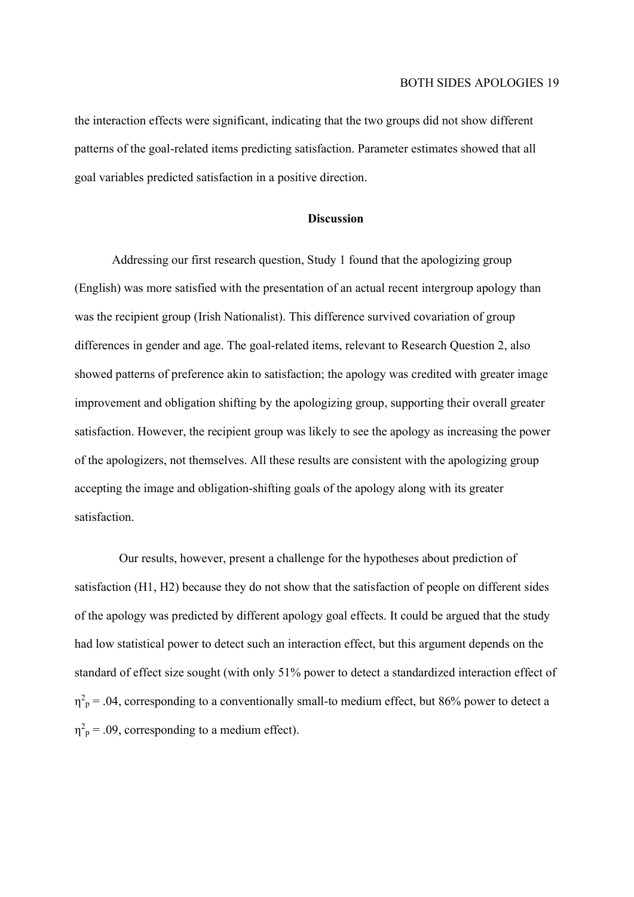the interaction effects were significant, indicating that the two groups did not show different patterns of the goal-related items predicting satisfaction. Parameter estimates showed that all goal variables predicted satisfaction in a positive direction.

## Discussion

Addressing our first research question, Study 1 found that the apologizing group (English) was more satisfied with the presentation of an actual recent intergroup apology than was the recipient group (Irish Nationalist). This difference survived covariation of group differences in gender and age. The goal-related items, relevant to Research Question 2, also showed patterns of preference akin to satisfaction; the apology was credited with greater image improvement and obligation shifting by the apologizing group, supporting their overall greater satisfaction. However, the recipient group was likely to see the apology as increasing the power of the apologizers, not themselves. All these results are consistent with the apologizing group accepting the image and obligation-shifting goals of the apology along with its greater satisfaction.

Our results, however, present a challenge for the hypotheses about prediction of satisfaction (H1, H2) because they do not show that the satisfaction of people on different sides of the apology was predicted by different apology goal effects. It could be argued that the study had low statistical power to detect such an interaction effect, but this argument depends on the standard of effect size sought (with only 51% power to detect a standardized interaction effect of $\eta^2_p = .04$, corresponding to a conventionally small-to medium effect, but 86% power to detect a $\eta^2_p = .09$, corresponding to a medium effect).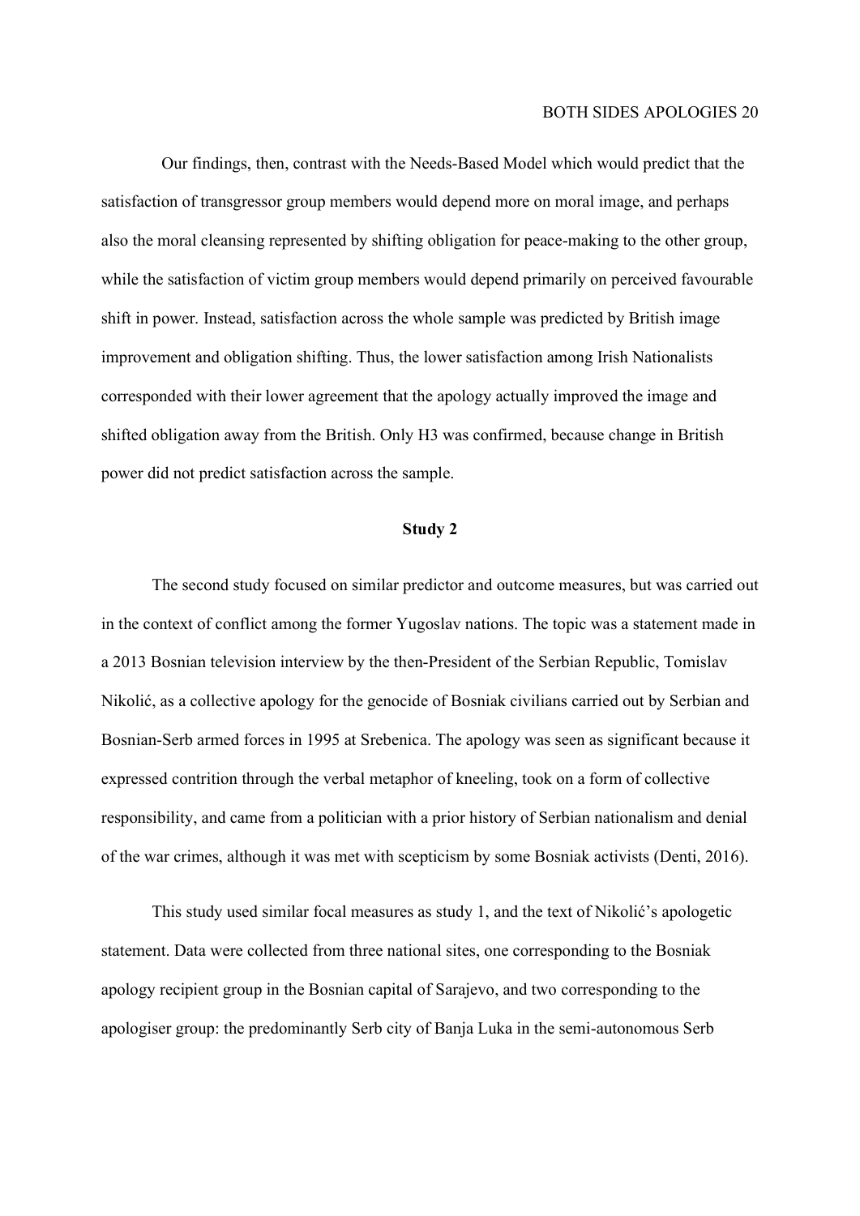Our findings, then, contrast with the Needs-Based Model which would predict that the satisfaction of transgressor group members would depend more on moral image, and perhaps also the moral cleansing represented by shifting obligation for peace-making to the other group, while the satisfaction of victim group members would depend primarily on perceived favourable shift in power. Instead, satisfaction across the whole sample was predicted by British image improvement and obligation shifting. Thus, the lower satisfaction among Irish Nationalists corresponded with their lower agreement that the apology actually improved the image and shifted obligation away from the British. Only H3 was confirmed, because change in British power did not predict satisfaction across the sample.

## Study 2

The second study focused on similar predictor and outcome measures, but was carried out in the context of conflict among the former Yugoslav nations. The topic was a statement made in a 2013 Bosnian television interview by the then-President of the Serbian Republic, Tomislav Nikolić, as a collective apology for the genocide of Bosniak civilians carried out by Serbian and Bosnian-Serb armed forces in 1995 at Srebenica. The apology was seen as significant because it expressed contrition through the verbal metaphor of kneeling, took on a form of collective responsibility, and came from a politician with a prior history of Serbian nationalism and denial of the war crimes, although it was met with scepticism by some Bosniak activists (Denti, 2016).

This study used similar focal measures as study 1, and the text of Nikolić's apologetic statement. Data were collected from three national sites, one corresponding to the Bosniak apology recipient group in the Bosnian capital of Sarajevo, and two corresponding to the apologiser group: the predominantly Serb city of Banja Luka in the semi-autonomous Serb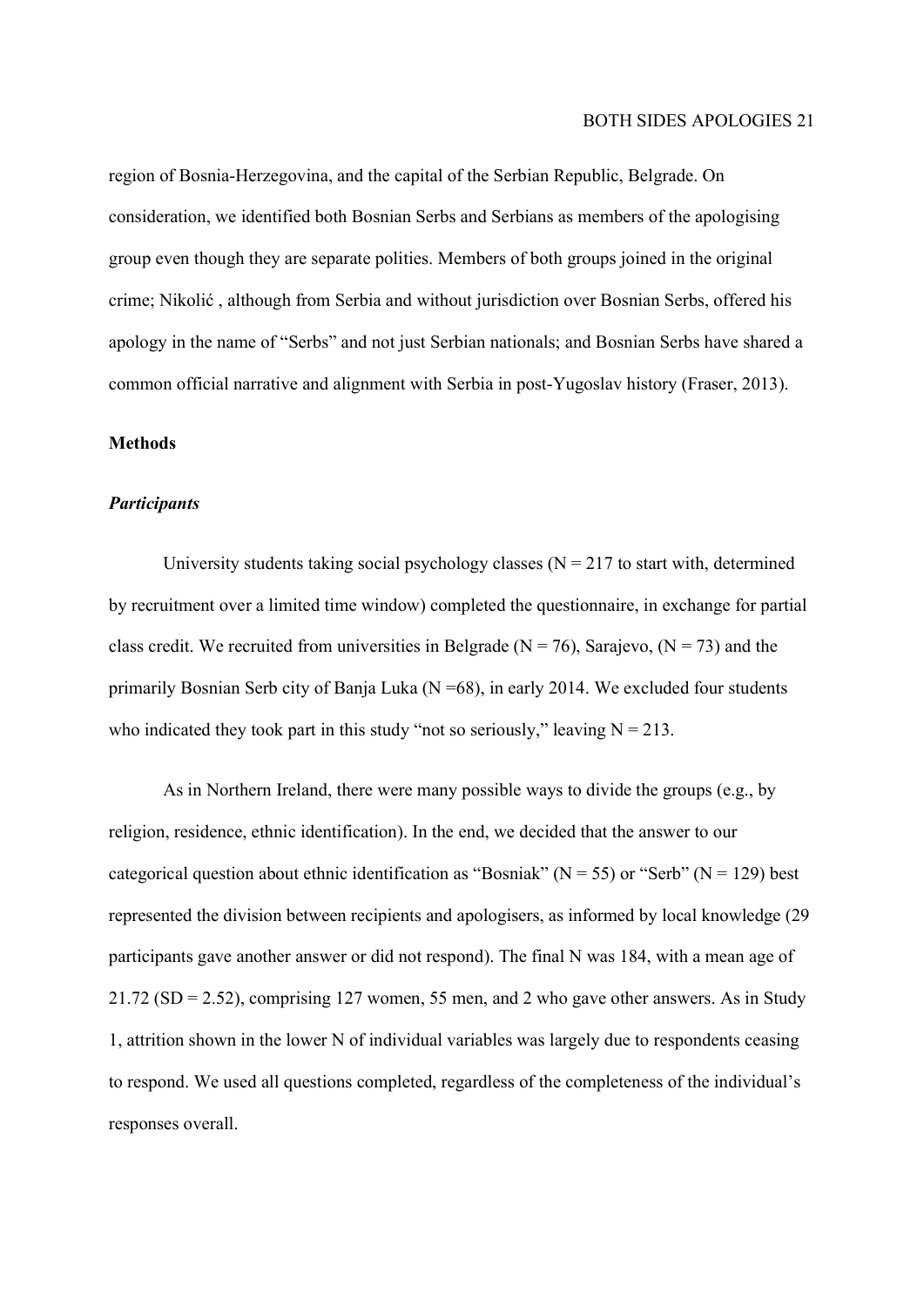region of Bosnia-Herzegovina, and the capital of the Serbian Republic, Belgrade. On consideration, we identified both Bosnian Serbs and Serbians as members of the apologising group even though they are separate polities. Members of both groups joined in the original crime; Nikolić , although from Serbia and without jurisdiction over Bosnian Serbs, offered his apology in the name of "Serbs" and not just Serbian nationals; and Bosnian Serbs have shared a common official narrative and alignment with Serbia in post-Yugoslav history (Fraser, 2013).

## Methods

### *Participants*

University students taking social psychology classes (N = 217 to start with, determined by recruitment over a limited time window) completed the questionnaire, in exchange for partial class credit. We recruited from universities in Belgrade (N = 76), Sarajevo, (N = 73) and the primarily Bosnian Serb city of Banja Luka (N =68), in early 2014. We excluded four students who indicated they took part in this study "not so seriously," leaving N = 213.

As in Northern Ireland, there were many possible ways to divide the groups (e.g., by religion, residence, ethnic identification). In the end, we decided that the answer to our categorical question about ethnic identification as "Bosniak" (N = 55) or "Serb" (N = 129) best represented the division between recipients and apologisers, as informed by local knowledge (29 participants gave another answer or did not respond). The final N was 184, with a mean age of 21.72 (SD = 2.52), comprising 127 women, 55 men, and 2 who gave other answers. As in Study 1, attrition shown in the lower N of individual variables was largely due to respondents ceasing to respond. We used all questions completed, regardless of the completeness of the individual's responses overall.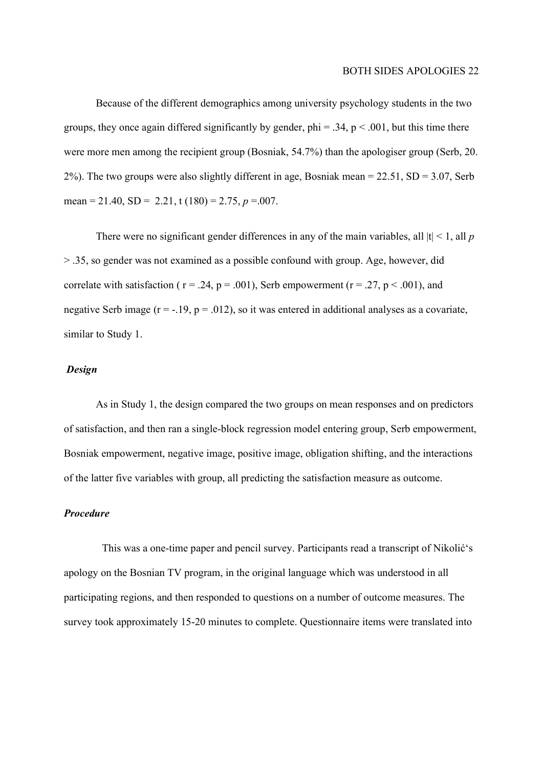Because of the different demographics among university psychology students in the two groups, they once again differed significantly by gender, phi = .34, $p < .001$, but this time there were more men among the recipient group (Bosniak, 54.7%) than the apologiser group (Serb, 20. 2%). The two groups were also slightly different in age, Bosniak mean = 22.51, SD = 3.07, Serb mean = 21.40, SD = 2.21, $t(180) = 2.75$, $p = .007$.

There were no significant gender differences in any of the main variables, all $|t| < 1$, all $p > .35$, so gender was not examined as a possible confound with group. Age, however, did correlate with satisfaction ($r = .24$, $p = .001$), Serb empowerment ($r = .27$, $p < .001$), and negative Serb image ($r = -.19$, $p = .012$), so it was entered in additional analyses as a covariate, similar to Study 1.

### *Design*

As in Study 1, the design compared the two groups on mean responses and on predictors of satisfaction, and then ran a single-block regression model entering group, Serb empowerment, Bosniak empowerment, negative image, positive image, obligation shifting, and the interactions of the latter five variables with group, all predicting the satisfaction measure as outcome.

### *Procedure*

This was a one-time paper and pencil survey. Participants read a transcript of Nikolić's apology on the Bosnian TV program, in the original language which was understood in all participating regions, and then responded to questions on a number of outcome measures. The survey took approximately 15-20 minutes to complete. Questionnaire items were translated into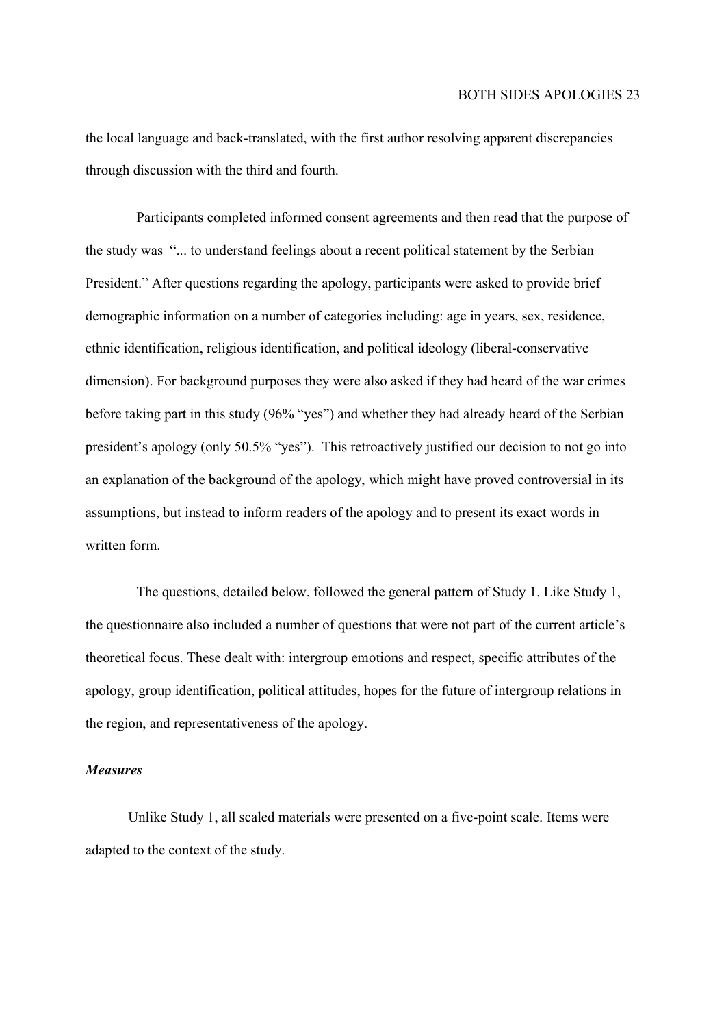the local language and back-translated, with the first author resolving apparent discrepancies through discussion with the third and fourth.

Participants completed informed consent agreements and then read that the purpose of the study was "... to understand feelings about a recent political statement by the Serbian President." After questions regarding the apology, participants were asked to provide brief demographic information on a number of categories including: age in years, sex, residence, ethnic identification, religious identification, and political ideology (liberal-conservative dimension). For background purposes they were also asked if they had heard of the war crimes before taking part in this study (96% "yes") and whether they had already heard of the Serbian president's apology (only 50.5% "yes"). This retroactively justified our decision to not go into an explanation of the background of the apology, which might have proved controversial in its assumptions, but instead to inform readers of the apology and to present its exact words in written form.

The questions, detailed below, followed the general pattern of Study 1. Like Study 1, the questionnaire also included a number of questions that were not part of the current article's theoretical focus. These dealt with: intergroup emotions and respect, specific attributes of the apology, group identification, political attitudes, hopes for the future of intergroup relations in the region, and representativeness of the apology.

### *Measures*

Unlike Study 1, all scaled materials were presented on a five-point scale. Items were adapted to the context of the study.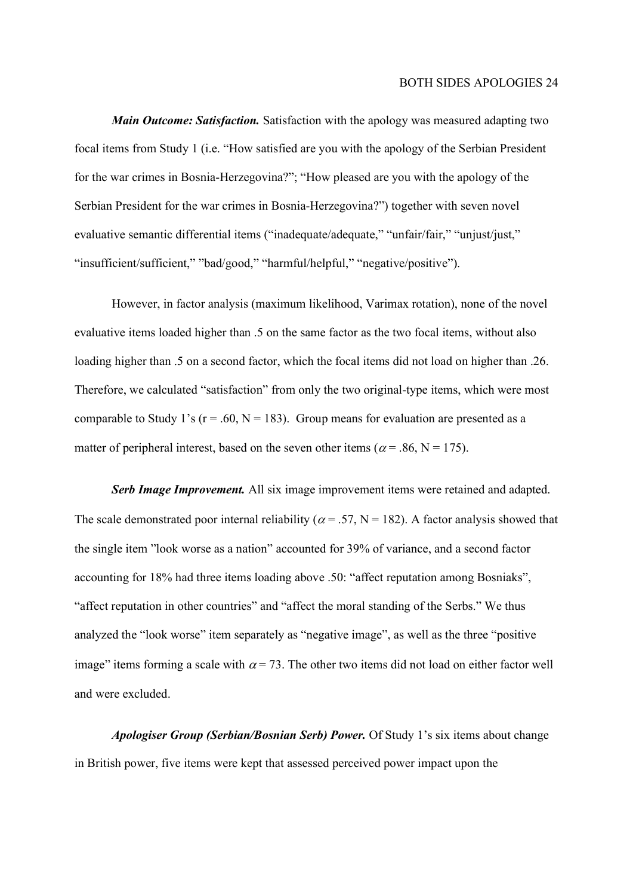***Main Outcome: Satisfaction.*** Satisfaction with the apology was measured adapting two focal items from Study 1 (i.e. "How satisfied are you with the apology of the Serbian President for the war crimes in Bosnia-Herzegovina?"; "How pleased are you with the apology of the Serbian President for the war crimes in Bosnia-Herzegovina?") together with seven novel evaluative semantic differential items ("inadequate/adequate," "unfair/fair," "unjust/just," "insufficient/sufficient," "bad/good," "harmful/helpful," "negative/positive").

However, in factor analysis (maximum likelihood, Varimax rotation), none of the novel evaluative items loaded higher than .5 on the same factor as the two focal items, without also loading higher than .5 on a second factor, which the focal items did not load on higher than .26. Therefore, we calculated "satisfaction" from only the two original-type items, which were most comparable to Study 1's ($r = .60$, $N = 183$). Group means for evaluation are presented as a matter of peripheral interest, based on the seven other items ($\alpha = .86$, $N = 175$).

***Serb Image Improvement.*** All six image improvement items were retained and adapted. The scale demonstrated poor internal reliability ($\alpha = .57$, $N = 182$). A factor analysis showed that the single item "look worse as a nation" accounted for 39% of variance, and a second factor accounting for 18% had three items loading above .50: "affect reputation among Bosniaks", "affect reputation in other countries" and "affect the moral standing of the Serbs." We thus analyzed the "look worse" item separately as "negative image", as well as the three "positive image" items forming a scale with $\alpha = 73$. The other two items did not load on either factor well and were excluded.

***Apologiser Group (Serbian/Bosnian Serb) Power.*** Of Study 1's six items about change in British power, five items were kept that assessed perceived power impact upon the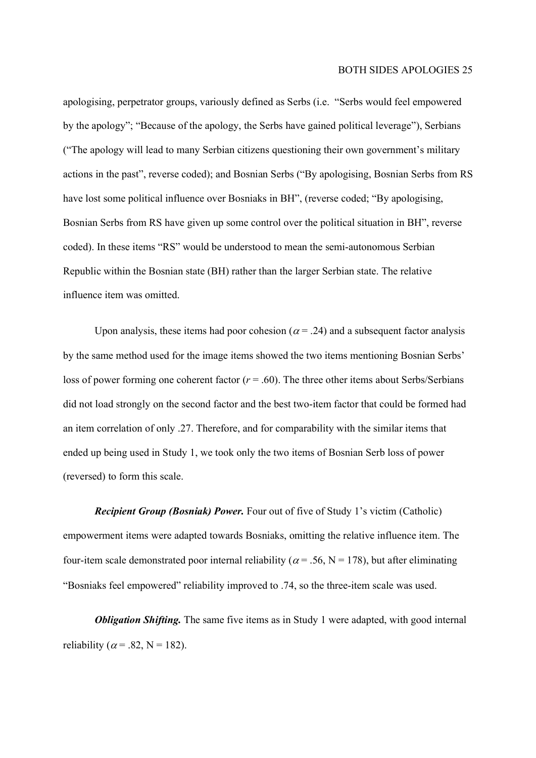apologising, perpetrator groups, variously defined as Serbs (i.e.  "Serbs would feel empowered by the apology"; "Because of the apology, the Serbs have gained political leverage"), Serbians ("The apology will lead to many Serbian citizens questioning their own government's military actions in the past", reverse coded); and Bosnian Serbs ("By apologising, Bosnian Serbs from RS have lost some political influence over Bosniaks in BH", (reverse coded; "By apologising, Bosnian Serbs from RS have given up some control over the political situation in BH", reverse coded). In these items "RS" would be understood to mean the semi-autonomous Serbian Republic within the Bosnian state (BH) rather than the larger Serbian state. The relative influence item was omitted.

Upon analysis, these items had poor cohesion ($\alpha = .24$) and a subsequent factor analysis by the same method used for the image items showed the two items mentioning Bosnian Serbs' loss of power forming one coherent factor ($r = .60$). The three other items about Serbs/Serbians did not load strongly on the second factor and the best two-item factor that could be formed had an item correlation of only .27. Therefore, and for comparability with the similar items that ended up being used in Study 1, we took only the two items of Bosnian Serb loss of power (reversed) to form this scale.

***Recipient Group (Bosniak) Power.*** Four out of five of Study 1's victim (Catholic) empowerment items were adapted towards Bosniaks, omitting the relative influence item. The four-item scale demonstrated poor internal reliability ($\alpha = .56$, N = 178), but after eliminating "Bosniaks feel empowered" reliability improved to .74, so the three-item scale was used.

***Obligation Shifting.*** The same five items as in Study 1 were adapted, with good internal reliability ($\alpha = .82$, N = 182).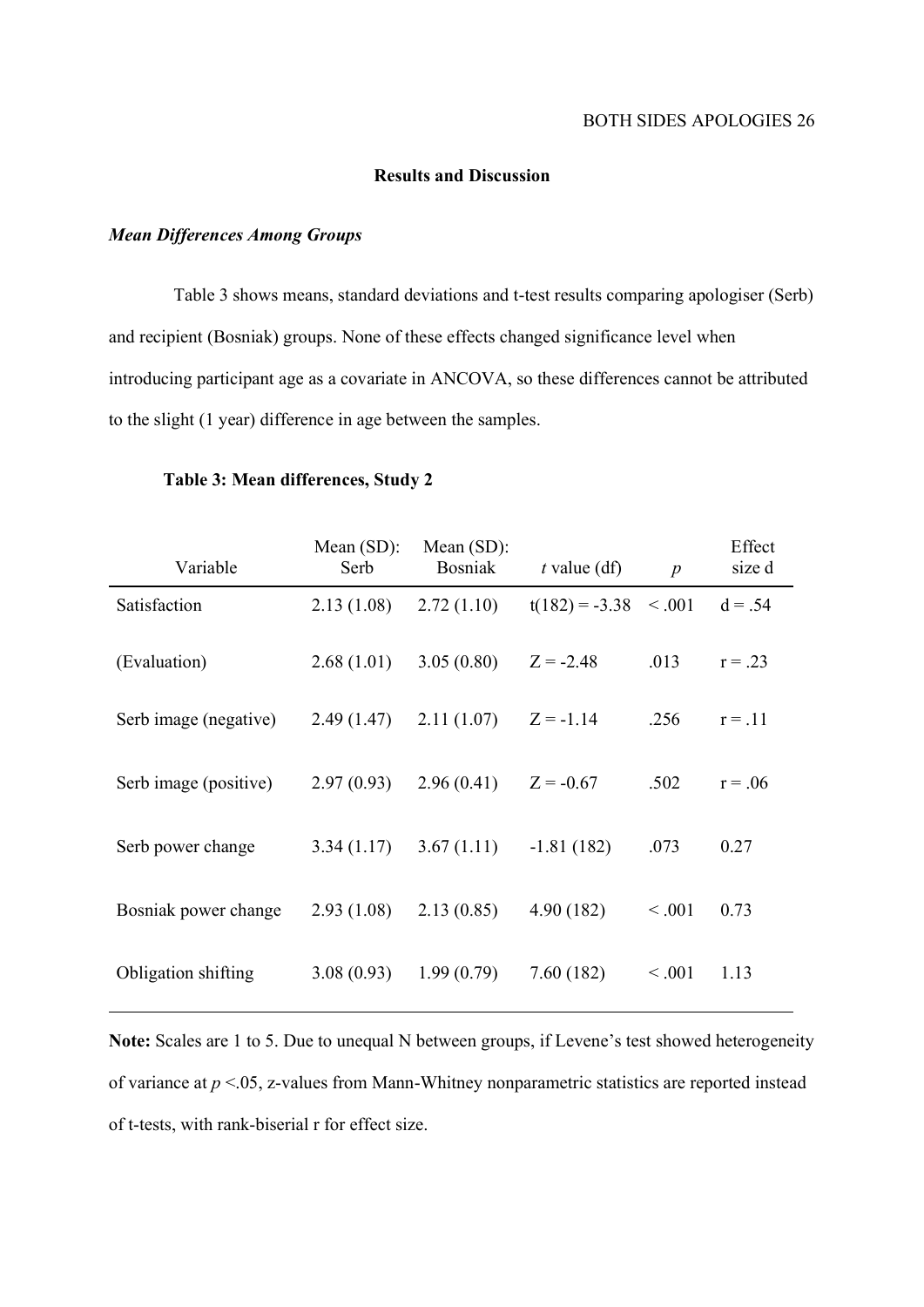## Results and Discussion

### *Mean Differences Among Groups*

Table 3 shows means, standard deviations and t-test results comparing apologiser (Serb) and recipient (Bosniak) groups. None of these effects changed significance level when introducing participant age as a covariate in ANCOVA, so these differences cannot be attributed to the slight (1 year) difference in age between the samples.

**Table 3: Mean differences, Study 2**

| Variable | Mean (SD): Serb | Mean (SD): Bosniak | *t* value (df) | *p* | Effect size d |
|---|---|---|---|---|---|
| Satisfaction | 2.13 (1.08) | 2.72 (1.10) | $t(182) = -3.38$ | < .001 | d = .54 |
| (Evaluation) | 2.68 (1.01) | 3.05 (0.80) | $Z = -2.48$ | .013 | r = .23 |
| Serb image (negative) | 2.49 (1.47) | 2.11 (1.07) | $Z = -1.14$ | .256 | r = .11 |
| Serb image (positive) | 2.97 (0.93) | 2.96 (0.41) | $Z = -0.67$ | .502 | r = .06 |
| Serb power change | 3.34 (1.17) | 3.67 (1.11) | -1.81 (182) | .073 | 0.27 |
| Bosniak power change | 2.93 (1.08) | 2.13 (0.85) | 4.90 (182) | < .001 | 0.73 |
| Obligation shifting | 3.08 (0.93) | 1.99 (0.79) | 7.60 (182) | < .001 | 1.13 |

**Note:** Scales are 1 to 5. Due to unequal N between groups, if Levene's test showed heterogeneity of variance at $p < .05$, z-values from Mann-Whitney nonparametric statistics are reported instead of t-tests, with rank-biserial r for effect size.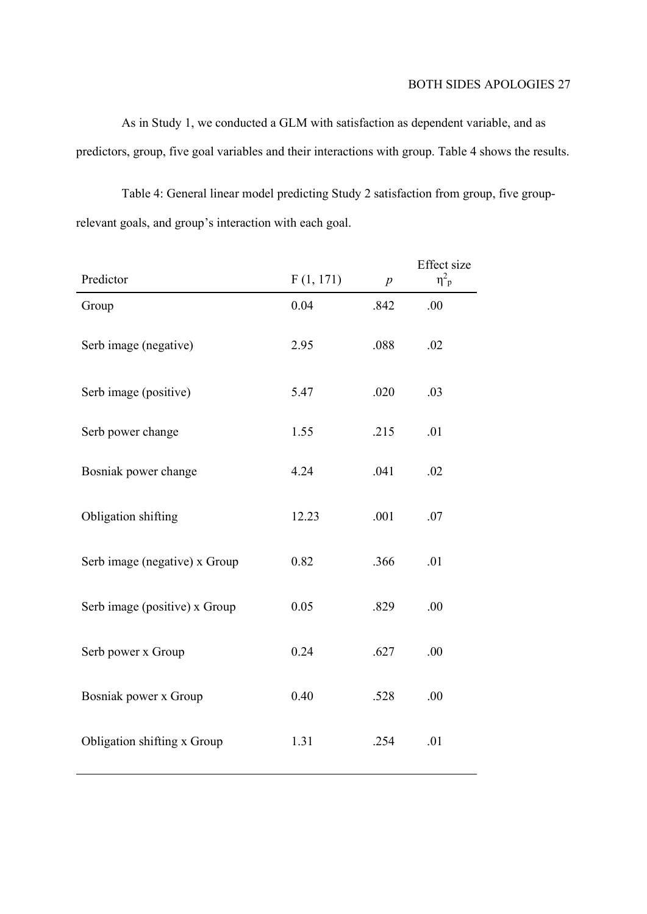As in Study 1, we conducted a GLM with satisfaction as dependent variable, and as predictors, group, five goal variables and their interactions with group. Table 4 shows the results.

Table 4: General linear model predicting Study 2 satisfaction from group, five group-relevant goals, and group's interaction with each goal.

| Predictor | $F$ (1, 171) | $p$ | Effect size $\eta^2_p$ |
|---|---|---|---|
| Group | 0.04 | .842 | .00 |
| Serb image (negative) | 2.95 | .088 | .02 |
| Serb image (positive) | 5.47 | .020 | .03 |
| Serb power change | 1.55 | .215 | .01 |
| Bosniak power change | 4.24 | .041 | .02 |
| Obligation shifting | 12.23 | .001 | .07 |
| Serb image (negative) x Group | 0.82 | .366 | .01 |
| Serb image (positive) x Group | 0.05 | .829 | .00 |
| Serb power x Group | 0.24 | .627 | .00 |
| Bosniak power x Group | 0.40 | .528 | .00 |
| Obligation shifting x Group | 1.31 | .254 | .01 |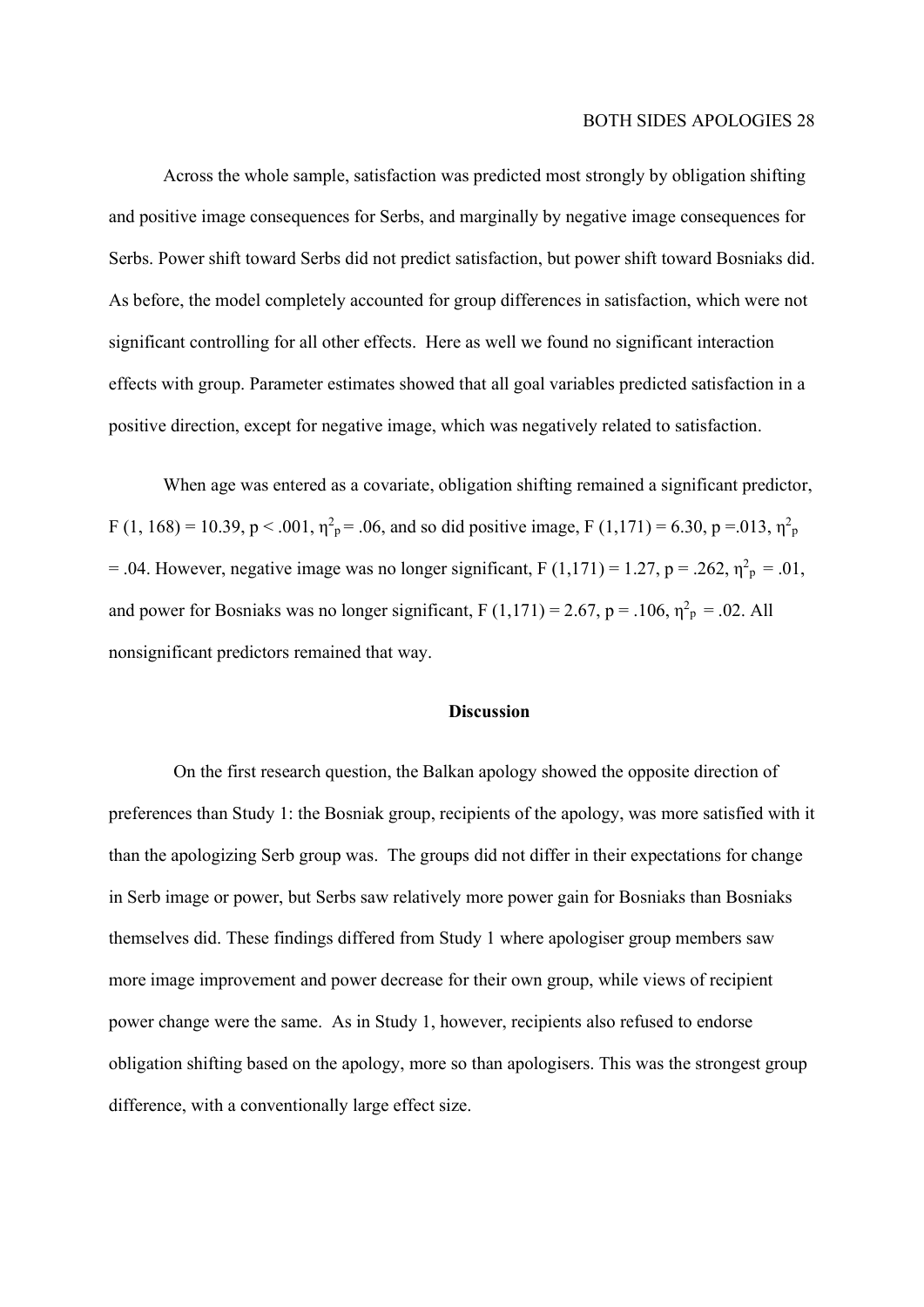Across the whole sample, satisfaction was predicted most strongly by obligation shifting and positive image consequences for Serbs, and marginally by negative image consequences for Serbs. Power shift toward Serbs did not predict satisfaction, but power shift toward Bosniaks did. As before, the model completely accounted for group differences in satisfaction, which were not significant controlling for all other effects. Here as well we found no significant interaction effects with group. Parameter estimates showed that all goal variables predicted satisfaction in a positive direction, except for negative image, which was negatively related to satisfaction.

When age was entered as a covariate, obligation shifting remained a significant predictor, $F(1, 168) = 10.39$, $p < .001$, $\eta^2_p = .06$, and so did positive image, $F(1,171) = 6.30$, $p = .013$, $\eta^2_p = .04$. However, negative image was no longer significant, $F(1,171) = 1.27$, $p = .262$, $\eta^2_p = .01$, and power for Bosniaks was no longer significant, $F(1,171) = 2.67$, $p = .106$, $\eta^2_p = .02$. All nonsignificant predictors remained that way.

## Discussion

On the first research question, the Balkan apology showed the opposite direction of preferences than Study 1: the Bosniak group, recipients of the apology, was more satisfied with it than the apologizing Serb group was. The groups did not differ in their expectations for change in Serb image or power, but Serbs saw relatively more power gain for Bosniaks than Bosniaks themselves did. These findings differed from Study 1 where apologiser group members saw more image improvement and power decrease for their own group, while views of recipient power change were the same. As in Study 1, however, recipients also refused to endorse obligation shifting based on the apology, more so than apologisers. This was the strongest group difference, with a conventionally large effect size.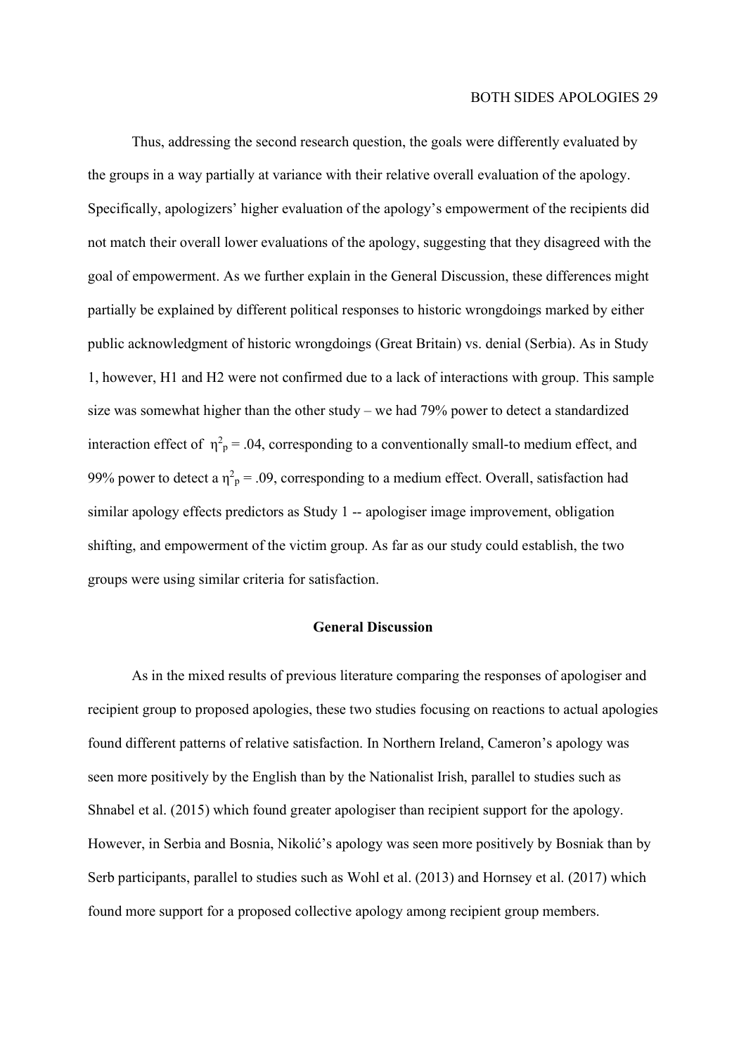Thus, addressing the second research question, the goals were differently evaluated by the groups in a way partially at variance with their relative overall evaluation of the apology. Specifically, apologizers' higher evaluation of the apology's empowerment of the recipients did not match their overall lower evaluations of the apology, suggesting that they disagreed with the goal of empowerment. As we further explain in the General Discussion, these differences might partially be explained by different political responses to historic wrongdoings marked by either public acknowledgment of historic wrongdoings (Great Britain) vs. denial (Serbia). As in Study 1, however, H1 and H2 were not confirmed due to a lack of interactions with group. This sample size was somewhat higher than the other study – we had 79% power to detect a standardized interaction effect of $\eta^2_p = .04$, corresponding to a conventionally small-to medium effect, and 99% power to detect a $\eta^2_p = .09$, corresponding to a medium effect. Overall, satisfaction had similar apology effects predictors as Study 1 -- apologiser image improvement, obligation shifting, and empowerment of the victim group. As far as our study could establish, the two groups were using similar criteria for satisfaction.

## General Discussion

As in the mixed results of previous literature comparing the responses of apologiser and recipient group to proposed apologies, these two studies focusing on reactions to actual apologies found different patterns of relative satisfaction. In Northern Ireland, Cameron's apology was seen more positively by the English than by the Nationalist Irish, parallel to studies such as Shnabel et al. (2015) which found greater apologiser than recipient support for the apology. However, in Serbia and Bosnia, Nikolić's apology was seen more positively by Bosniak than by Serb participants, parallel to studies such as Wohl et al. (2013) and Hornsey et al. (2017) which found more support for a proposed collective apology among recipient group members.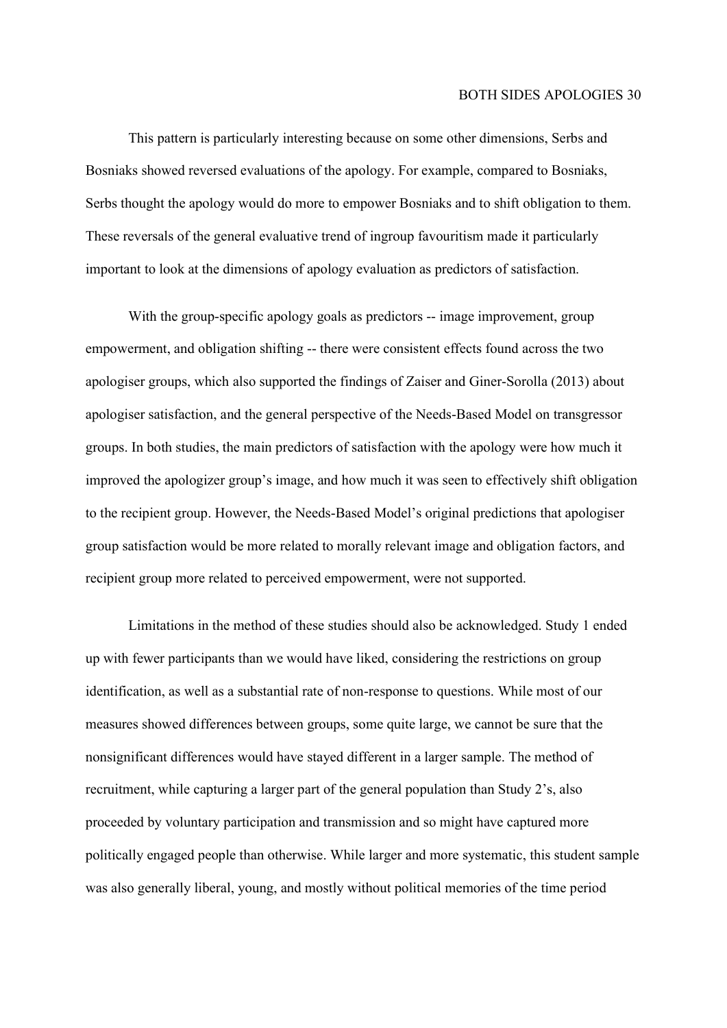This pattern is particularly interesting because on some other dimensions, Serbs and Bosniaks showed reversed evaluations of the apology. For example, compared to Bosniaks, Serbs thought the apology would do more to empower Bosniaks and to shift obligation to them. These reversals of the general evaluative trend of ingroup favouritism made it particularly important to look at the dimensions of apology evaluation as predictors of satisfaction.

With the group-specific apology goals as predictors -- image improvement, group empowerment, and obligation shifting -- there were consistent effects found across the two apologiser groups, which also supported the findings of Zaiser and Giner-Sorolla (2013) about apologiser satisfaction, and the general perspective of the Needs-Based Model on transgressor groups. In both studies, the main predictors of satisfaction with the apology were how much it improved the apologizer group's image, and how much it was seen to effectively shift obligation to the recipient group. However, the Needs-Based Model's original predictions that apologiser group satisfaction would be more related to morally relevant image and obligation factors, and recipient group more related to perceived empowerment, were not supported.

Limitations in the method of these studies should also be acknowledged. Study 1 ended up with fewer participants than we would have liked, considering the restrictions on group identification, as well as a substantial rate of non-response to questions. While most of our measures showed differences between groups, some quite large, we cannot be sure that the nonsignificant differences would have stayed different in a larger sample. The method of recruitment, while capturing a larger part of the general population than Study 2's, also proceeded by voluntary participation and transmission and so might have captured more politically engaged people than otherwise. While larger and more systematic, this student sample was also generally liberal, young, and mostly without political memories of the time period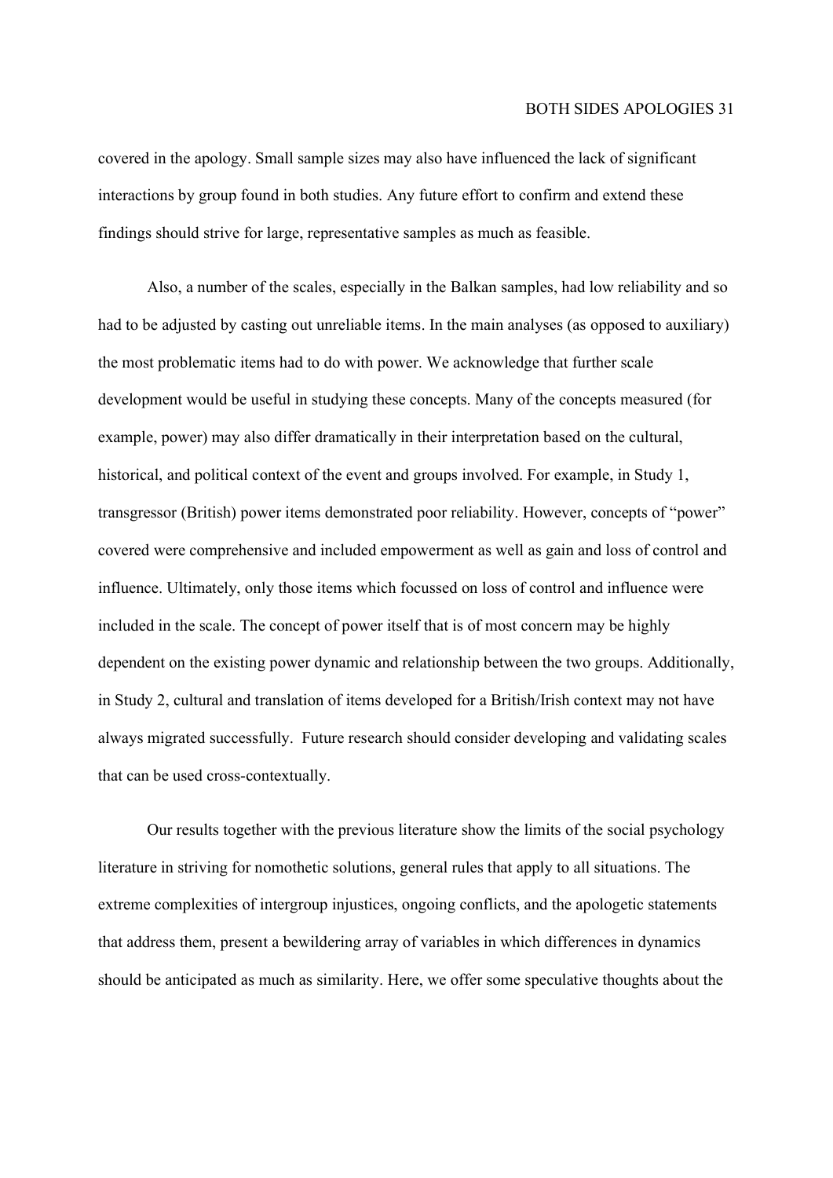covered in the apology. Small sample sizes may also have influenced the lack of significant interactions by group found in both studies. Any future effort to confirm and extend these findings should strive for large, representative samples as much as feasible.

Also, a number of the scales, especially in the Balkan samples, had low reliability and so had to be adjusted by casting out unreliable items. In the main analyses (as opposed to auxiliary) the most problematic items had to do with power. We acknowledge that further scale development would be useful in studying these concepts. Many of the concepts measured (for example, power) may also differ dramatically in their interpretation based on the cultural, historical, and political context of the event and groups involved. For example, in Study 1, transgressor (British) power items demonstrated poor reliability. However, concepts of "power" covered were comprehensive and included empowerment as well as gain and loss of control and influence. Ultimately, only those items which focussed on loss of control and influence were included in the scale. The concept of power itself that is of most concern may be highly dependent on the existing power dynamic and relationship between the two groups. Additionally, in Study 2, cultural and translation of items developed for a British/Irish context may not have always migrated successfully. Future research should consider developing and validating scales that can be used cross-contextually.

Our results together with the previous literature show the limits of the social psychology literature in striving for nomothetic solutions, general rules that apply to all situations. The extreme complexities of intergroup injustices, ongoing conflicts, and the apologetic statements that address them, present a bewildering array of variables in which differences in dynamics should be anticipated as much as similarity. Here, we offer some speculative thoughts about the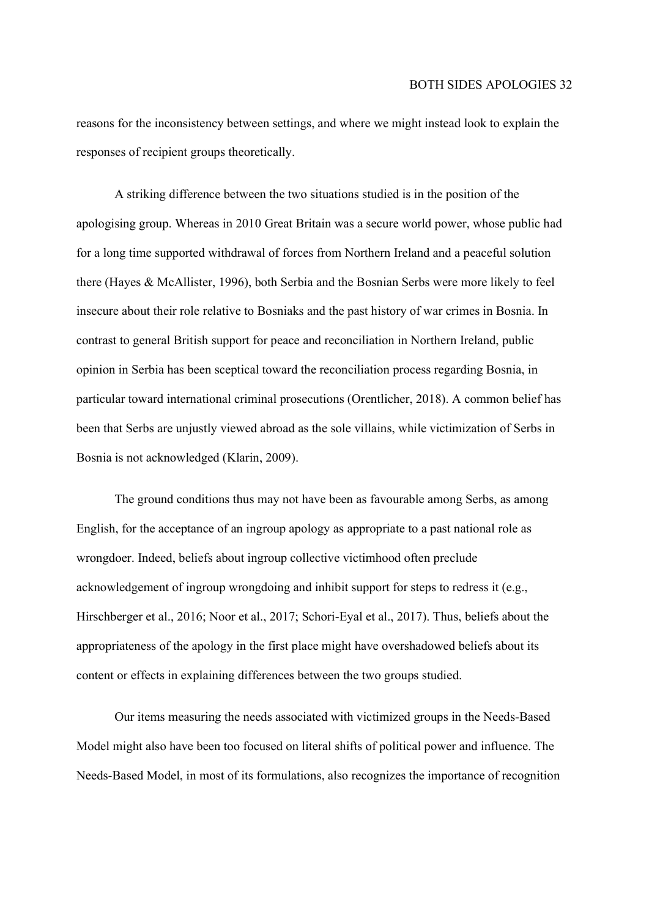reasons for the inconsistency between settings, and where we might instead look to explain the responses of recipient groups theoretically.

A striking difference between the two situations studied is in the position of the apologising group. Whereas in 2010 Great Britain was a secure world power, whose public had for a long time supported withdrawal of forces from Northern Ireland and a peaceful solution there (Hayes & McAllister, 1996), both Serbia and the Bosnian Serbs were more likely to feel insecure about their role relative to Bosniaks and the past history of war crimes in Bosnia. In contrast to general British support for peace and reconciliation in Northern Ireland, public opinion in Serbia has been sceptical toward the reconciliation process regarding Bosnia, in particular toward international criminal prosecutions (Orentlicher, 2018). A common belief has been that Serbs are unjustly viewed abroad as the sole villains, while victimization of Serbs in Bosnia is not acknowledged (Klarin, 2009).

The ground conditions thus may not have been as favourable among Serbs, as among English, for the acceptance of an ingroup apology as appropriate to a past national role as wrongdoer. Indeed, beliefs about ingroup collective victimhood often preclude acknowledgement of ingroup wrongdoing and inhibit support for steps to redress it (e.g., Hirschberger et al., 2016; Noor et al., 2017; Schori-Eyal et al., 2017). Thus, beliefs about the appropriateness of the apology in the first place might have overshadowed beliefs about its content or effects in explaining differences between the two groups studied.

Our items measuring the needs associated with victimized groups in the Needs-Based Model might also have been too focused on literal shifts of political power and influence. The Needs-Based Model, in most of its formulations, also recognizes the importance of recognition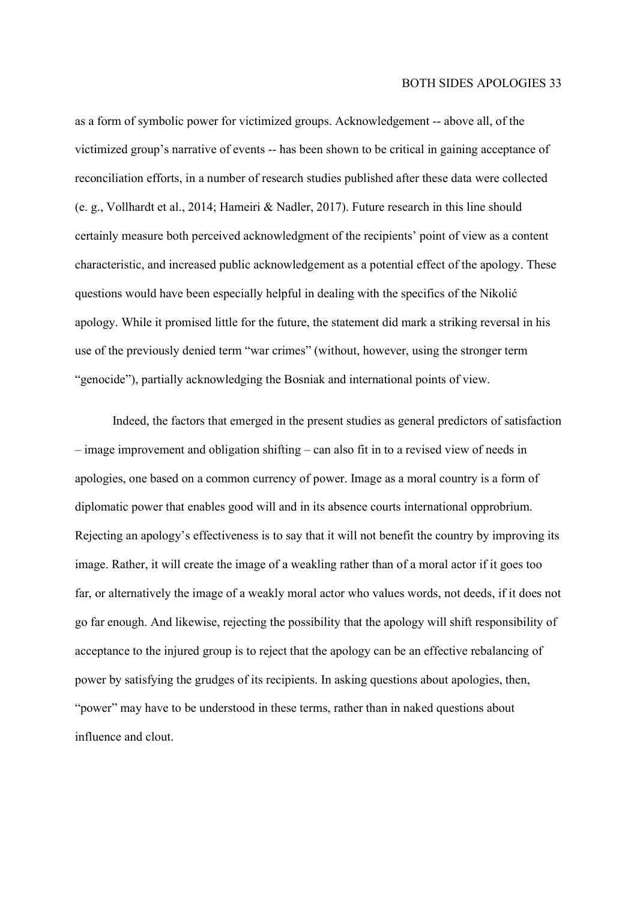as a form of symbolic power for victimized groups. Acknowledgement -- above all, of the victimized group's narrative of events -- has been shown to be critical in gaining acceptance of reconciliation efforts, in a number of research studies published after these data were collected (e. g., Vollhardt et al., 2014; Hameiri & Nadler, 2017). Future research in this line should certainly measure both perceived acknowledgment of the recipients' point of view as a content characteristic, and increased public acknowledgement as a potential effect of the apology. These questions would have been especially helpful in dealing with the specifics of the Nikolić apology. While it promised little for the future, the statement did mark a striking reversal in his use of the previously denied term "war crimes" (without, however, using the stronger term "genocide"), partially acknowledging the Bosniak and international points of view.

Indeed, the factors that emerged in the present studies as general predictors of satisfaction – image improvement and obligation shifting – can also fit in to a revised view of needs in apologies, one based on a common currency of power. Image as a moral country is a form of diplomatic power that enables good will and in its absence courts international opprobrium. Rejecting an apology's effectiveness is to say that it will not benefit the country by improving its image. Rather, it will create the image of a weakling rather than of a moral actor if it goes too far, or alternatively the image of a weakly moral actor who values words, not deeds, if it does not go far enough. And likewise, rejecting the possibility that the apology will shift responsibility of acceptance to the injured group is to reject that the apology can be an effective rebalancing of power by satisfying the grudges of its recipients. In asking questions about apologies, then, "power" may have to be understood in these terms, rather than in naked questions about influence and clout.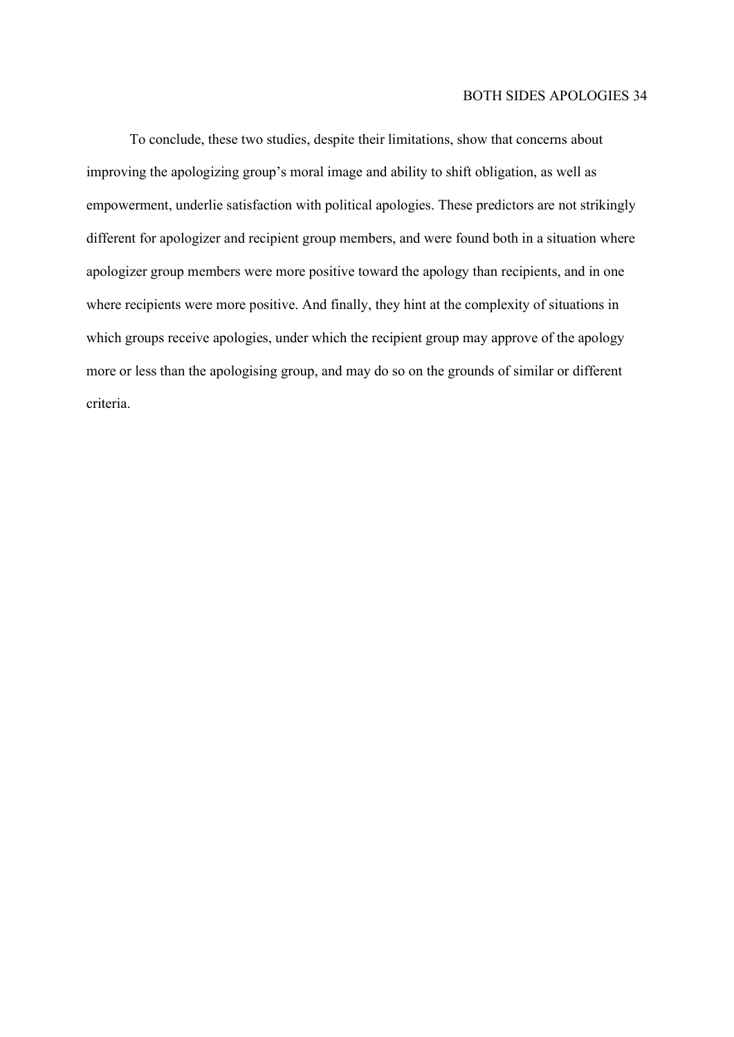To conclude, these two studies, despite their limitations, show that concerns about improving the apologizing group's moral image and ability to shift obligation, as well as empowerment, underlie satisfaction with political apologies. These predictors are not strikingly different for apologizer and recipient group members, and were found both in a situation where apologizer group members were more positive toward the apology than recipients, and in one where recipients were more positive. And finally, they hint at the complexity of situations in which groups receive apologies, under which the recipient group may approve of the apology more or less than the apologising group, and may do so on the grounds of similar or different criteria.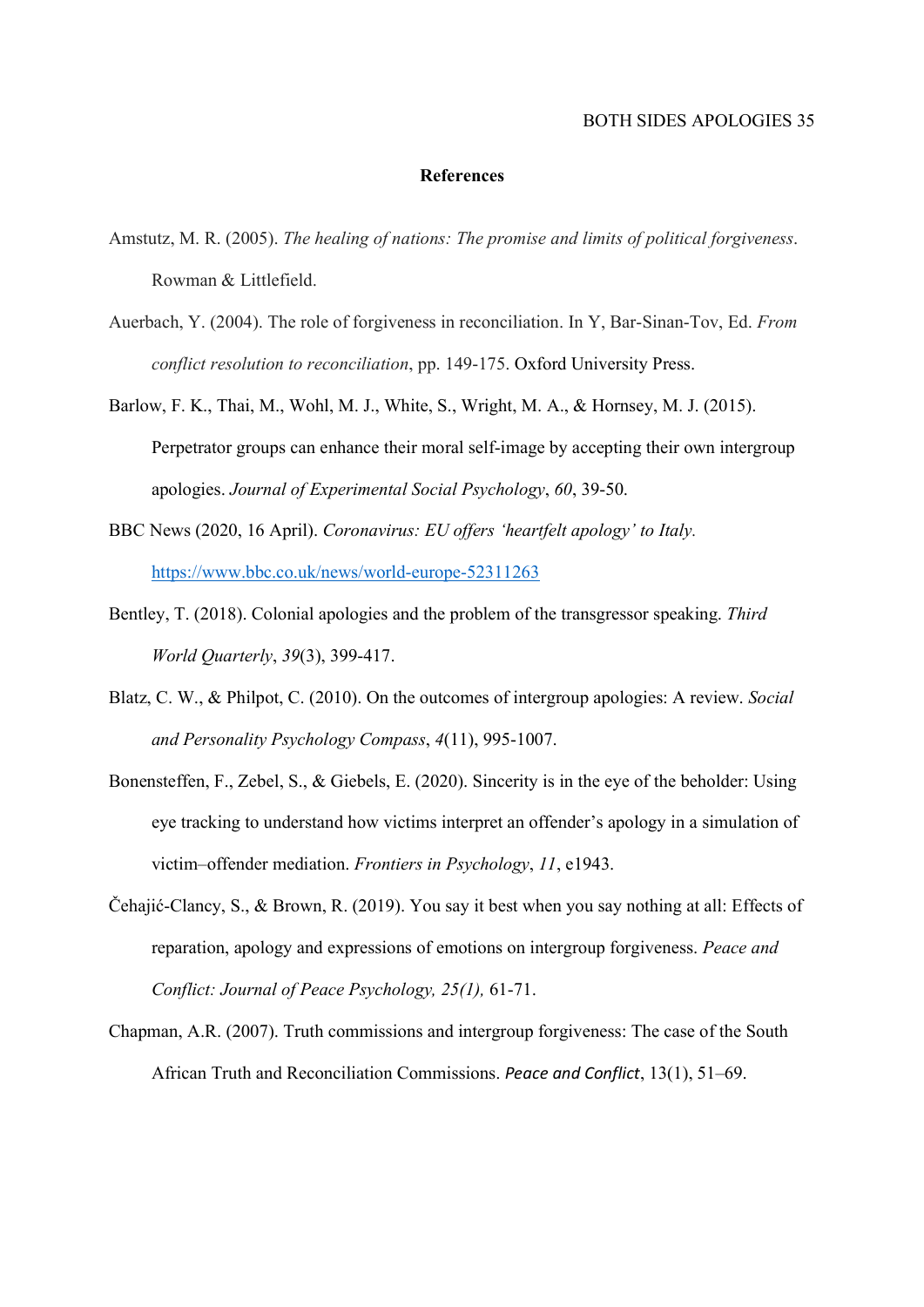## References

Amstutz, M. R. (2005). *The healing of nations: The promise and limits of political forgiveness*. Rowman & Littlefield.

Auerbach, Y. (2004). The role of forgiveness in reconciliation. In Y, Bar-Sinan-Tov, Ed. *From conflict resolution to reconciliation*, pp. 149-175. Oxford University Press.

Barlow, F. K., Thai, M., Wohl, M. J., White, S., Wright, M. A., & Hornsey, M. J. (2015). Perpetrator groups can enhance their moral self-image by accepting their own intergroup apologies. *Journal of Experimental Social Psychology*, *60*, 39-50.

BBC News (2020, 16 April). *Coronavirus: EU offers 'heartfelt apology' to Italy.* https://www.bbc.co.uk/news/world-europe-52311263

Bentley, T. (2018). Colonial apologies and the problem of the transgressor speaking. *Third World Quarterly*, *39*(3), 399-417.

Blatz, C. W., & Philpot, C. (2010). On the outcomes of intergroup apologies: A review. *Social and Personality Psychology Compass*, *4*(11), 995-1007.

Bonensteffen, F., Zebel, S., & Giebels, E. (2020). Sincerity is in the eye of the beholder: Using eye tracking to understand how victims interpret an offender's apology in a simulation of victim–offender mediation. *Frontiers in Psychology*, *11*, e1943.

Čehajić-Clancy, S., & Brown, R. (2019). You say it best when you say nothing at all: Effects of reparation, apology and expressions of emotions on intergroup forgiveness. *Peace and Conflict: Journal of Peace Psychology, 25(1),* 61-71.

Chapman, A.R. (2007). Truth commissions and intergroup forgiveness: The case of the South African Truth and Reconciliation Commissions. *Peace and Conflict*, 13(1), 51–69.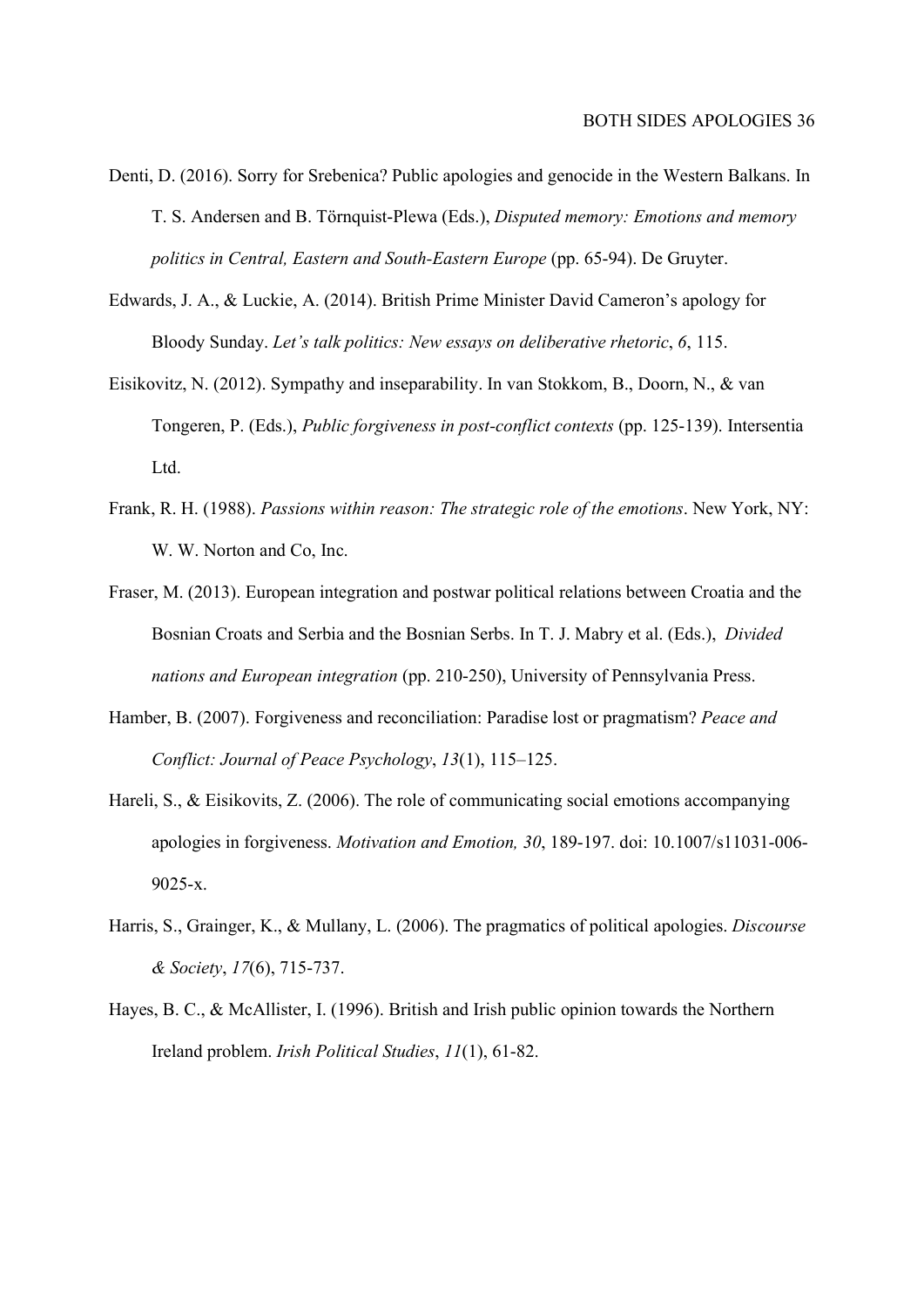Denti, D. (2016). Sorry for Srebenica? Public apologies and genocide in the Western Balkans. In T. S. Andersen and B. Törnquist-Plewa (Eds.), *Disputed memory: Emotions and memory politics in Central, Eastern and South-Eastern Europe* (pp. 65-94). De Gruyter.

Edwards, J. A., & Luckie, A. (2014). British Prime Minister David Cameron's apology for Bloody Sunday. *Let's talk politics: New essays on deliberative rhetoric*, *6*, 115.

Eisikovitz, N. (2012). Sympathy and inseparability. In van Stokkom, B., Doorn, N., & van Tongeren, P. (Eds.), *Public forgiveness in post-conflict contexts* (pp. 125-139). Intersentia Ltd.

Frank, R. H. (1988). *Passions within reason: The strategic role of the emotions*. New York, NY: W. W. Norton and Co, Inc.

Fraser, M. (2013). European integration and postwar political relations between Croatia and the Bosnian Croats and Serbia and the Bosnian Serbs. In T. J. Mabry et al. (Eds.), *Divided nations and European integration* (pp. 210-250), University of Pennsylvania Press.

Hamber, B. (2007). Forgiveness and reconciliation: Paradise lost or pragmatism? *Peace and Conflict: Journal of Peace Psychology*, *13*(1), 115–125.

Hareli, S., & Eisikovits, Z. (2006). The role of communicating social emotions accompanying apologies in forgiveness. *Motivation and Emotion, 30*, 189-197. doi: 10.1007/s11031-006-9025-x.

Harris, S., Grainger, K., & Mullany, L. (2006). The pragmatics of political apologies. *Discourse & Society*, *17*(6), 715-737.

Hayes, B. C., & McAllister, I. (1996). British and Irish public opinion towards the Northern Ireland problem. *Irish Political Studies*, *11*(1), 61-82.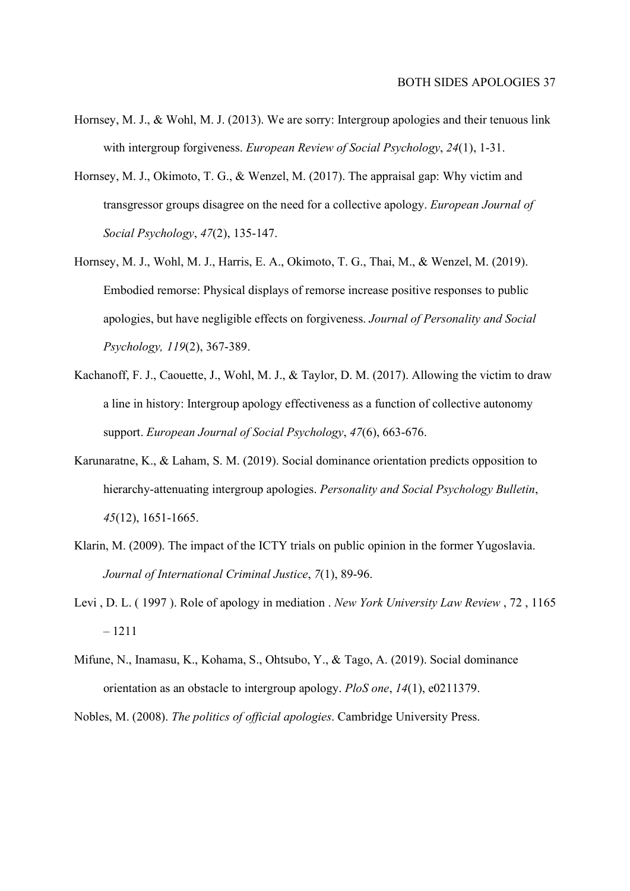Hornsey, M. J., & Wohl, M. J. (2013). We are sorry: Intergroup apologies and their tenuous link with intergroup forgiveness. *European Review of Social Psychology*, *24*(1), 1-31.

Hornsey, M. J., Okimoto, T. G., & Wenzel, M. (2017). The appraisal gap: Why victim and transgressor groups disagree on the need for a collective apology. *European Journal of Social Psychology*, *47*(2), 135-147.

Hornsey, M. J., Wohl, M. J., Harris, E. A., Okimoto, T. G., Thai, M., & Wenzel, M. (2019). Embodied remorse: Physical displays of remorse increase positive responses to public apologies, but have negligible effects on forgiveness. *Journal of Personality and Social Psychology, 119*(2), 367-389.

Kachanoff, F. J., Caouette, J., Wohl, M. J., & Taylor, D. M. (2017). Allowing the victim to draw a line in history: Intergroup apology effectiveness as a function of collective autonomy support. *European Journal of Social Psychology*, *47*(6), 663-676.

Karunaratne, K., & Laham, S. M. (2019). Social dominance orientation predicts opposition to hierarchy-attenuating intergroup apologies. *Personality and Social Psychology Bulletin*, *45*(12), 1651-1665.

Klarin, M. (2009). The impact of the ICTY trials on public opinion in the former Yugoslavia. *Journal of International Criminal Justice*, *7*(1), 89-96.

Levi , D. L. ( 1997 ). Role of apology in mediation . *New York University Law Review* , 72 , 1165 – 1211

Mifune, N., Inamasu, K., Kohama, S., Ohtsubo, Y., & Tago, A. (2019). Social dominance orientation as an obstacle to intergroup apology. *PloS one*, *14*(1), e0211379.

Nobles, M. (2008). *The politics of official apologies*. Cambridge University Press.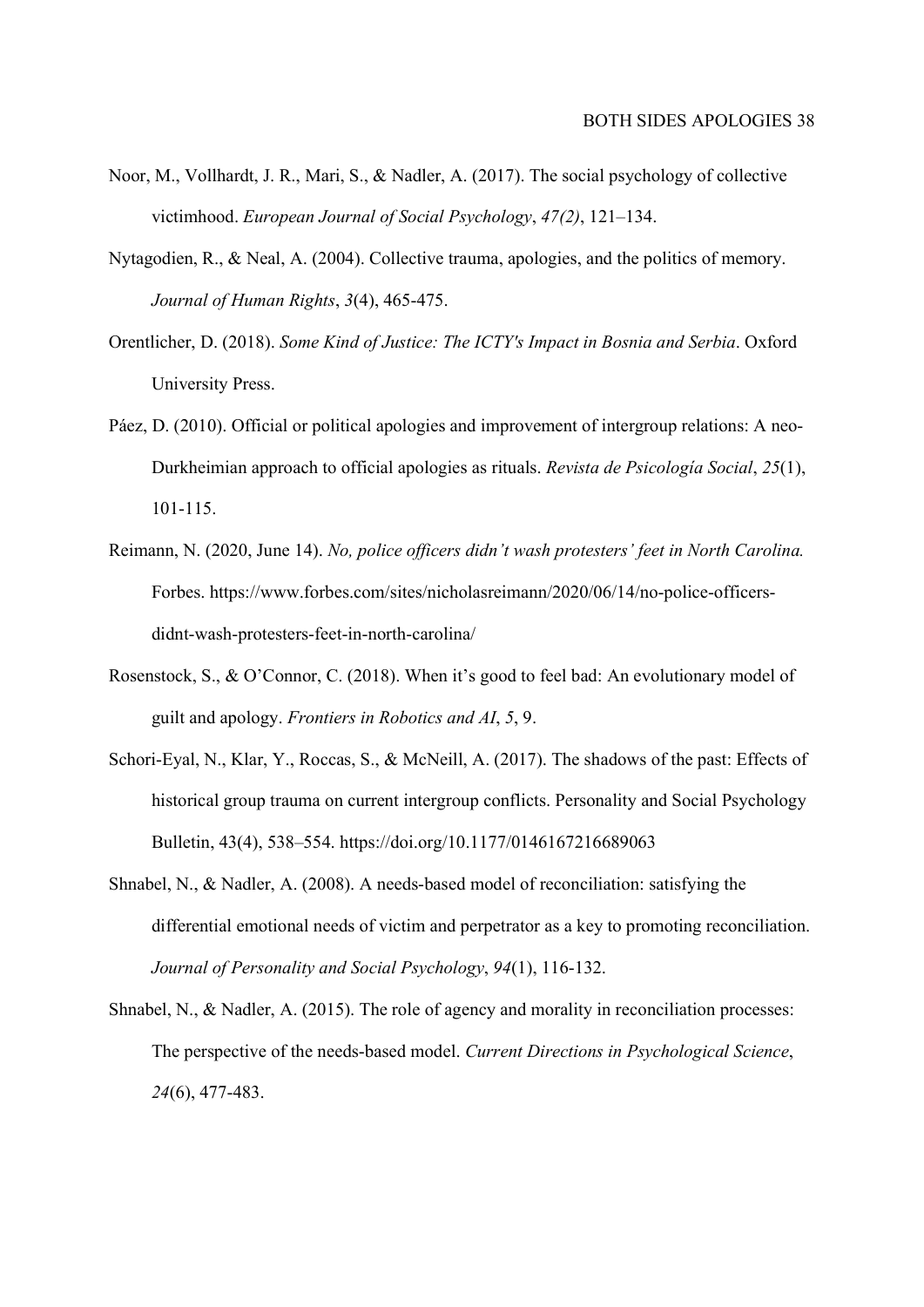Noor, M., Vollhardt, J. R., Mari, S., & Nadler, A. (2017). The social psychology of collective victimhood. *European Journal of Social Psychology*, *47(2)*, 121–134.

Nytagodien, R., & Neal, A. (2004). Collective trauma, apologies, and the politics of memory. *Journal of Human Rights*, *3*(4), 465-475.

Orentlicher, D. (2018). *Some Kind of Justice: The ICTY's Impact in Bosnia and Serbia*. Oxford University Press.

Páez, D. (2010). Official or political apologies and improvement of intergroup relations: A neo-Durkheimian approach to official apologies as rituals. *Revista de Psicología Social*, *25*(1), 101-115.

Reimann, N. (2020, June 14). *No, police officers didn't wash protesters' feet in North Carolina.* Forbes. https://www.forbes.com/sites/nicholasreimann/2020/06/14/no-police-officers-didnt-wash-protesters-feet-in-north-carolina/

Rosenstock, S., & O'Connor, C. (2018). When it's good to feel bad: An evolutionary model of guilt and apology. *Frontiers in Robotics and AI*, *5*, 9.

Schori-Eyal, N., Klar, Y., Roccas, S., & McNeill, A. (2017). The shadows of the past: Effects of historical group trauma on current intergroup conflicts. Personality and Social Psychology Bulletin, 43(4), 538–554. https://doi.org/10.1177/0146167216689063

Shnabel, N., & Nadler, A. (2008). A needs-based model of reconciliation: satisfying the differential emotional needs of victim and perpetrator as a key to promoting reconciliation. *Journal of Personality and Social Psychology*, *94*(1), 116-132.

Shnabel, N., & Nadler, A. (2015). The role of agency and morality in reconciliation processes: The perspective of the needs-based model. *Current Directions in Psychological Science*, *24*(6), 477-483.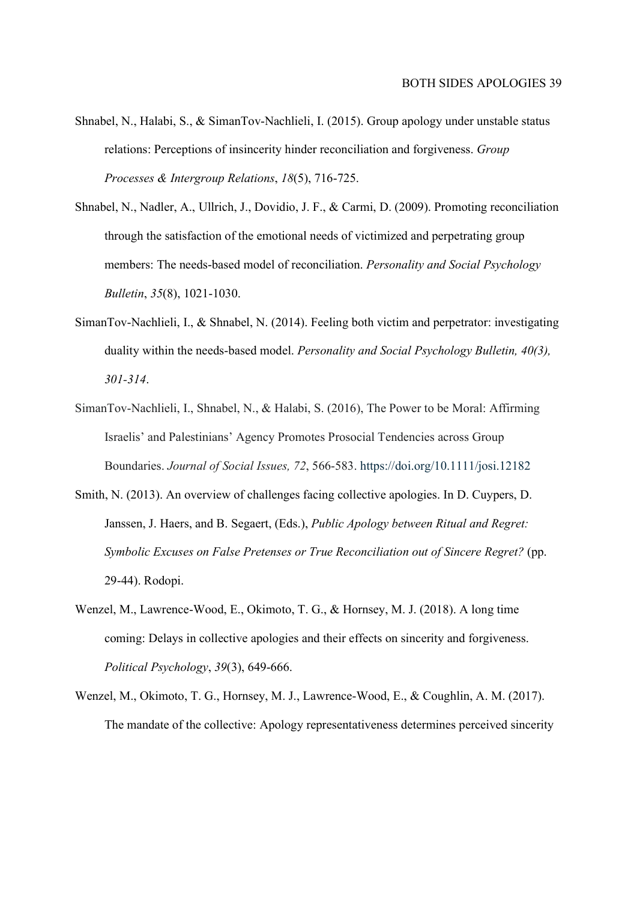Shnabel, N., Halabi, S., & SimanTov-Nachlieli, I. (2015). Group apology under unstable status relations: Perceptions of insincerity hinder reconciliation and forgiveness. *Group Processes & Intergroup Relations*, *18*(5), 716-725.

Shnabel, N., Nadler, A., Ullrich, J., Dovidio, J. F., & Carmi, D. (2009). Promoting reconciliation through the satisfaction of the emotional needs of victimized and perpetrating group members: The needs-based model of reconciliation. *Personality and Social Psychology Bulletin*, *35*(8), 1021-1030.

SimanTov-Nachlieli, I., & Shnabel, N. (2014). Feeling both victim and perpetrator: investigating duality within the needs-based model. *Personality and Social Psychology Bulletin, 40(3), 301-314*.

SimanTov-Nachlieli, I., Shnabel, N., & Halabi, S. (2016), The Power to be Moral: Affirming Israelis' and Palestinians' Agency Promotes Prosocial Tendencies across Group Boundaries. *Journal of Social Issues, 72*, 566-583. https://doi.org/10.1111/josi.12182

Smith, N. (2013). An overview of challenges facing collective apologies. In D. Cuypers, D. Janssen, J. Haers, and B. Segaert, (Eds.), *Public Apology between Ritual and Regret: Symbolic Excuses on False Pretenses or True Reconciliation out of Sincere Regret?* (pp. 29-44). Rodopi.

Wenzel, M., Lawrence-Wood, E., Okimoto, T. G., & Hornsey, M. J. (2018). A long time coming: Delays in collective apologies and their effects on sincerity and forgiveness. *Political Psychology*, *39*(3), 649-666.

Wenzel, M., Okimoto, T. G., Hornsey, M. J., Lawrence-Wood, E., & Coughlin, A. M. (2017). The mandate of the collective: Apology representativeness determines perceived sincerity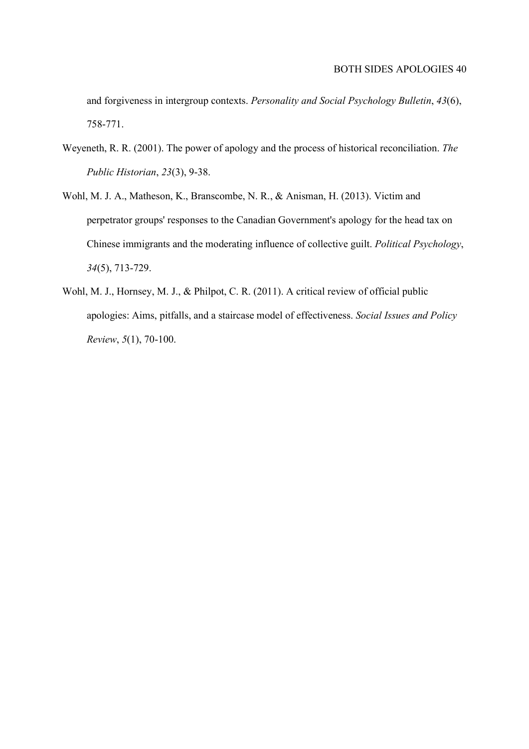and forgiveness in intergroup contexts. *Personality and Social Psychology Bulletin*, *43*(6), 758-771.

Weyeneth, R. R. (2001). The power of apology and the process of historical reconciliation. *The Public Historian*, *23*(3), 9-38.

Wohl, M. J. A., Matheson, K., Branscombe, N. R., & Anisman, H. (2013). Victim and perpetrator groups' responses to the Canadian Government's apology for the head tax on Chinese immigrants and the moderating influence of collective guilt. *Political Psychology*, *34*(5), 713-729.

Wohl, M. J., Hornsey, M. J., & Philpot, C. R. (2011). A critical review of official public apologies: Aims, pitfalls, and a staircase model of effectiveness. *Social Issues and Policy Review*, *5*(1), 70-100.